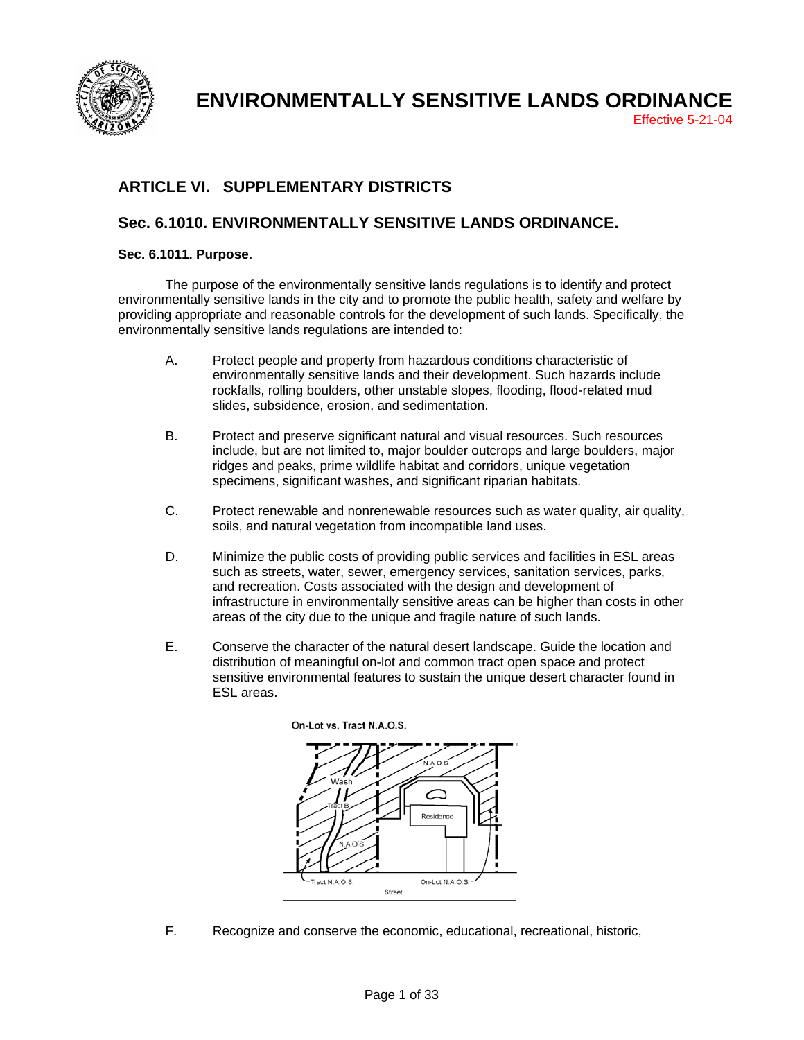# ENVIRONMENTALLY SENSITIVE LANDS ORDINANCE

Effective 5-21-04

## ARTICLE VI. SUPPLEMENTARY DISTRICTS

## Sec. 6.1010. ENVIRONMENTALLY SENSITIVE LANDS ORDINANCE.

### Sec. 6.1011. Purpose.

The purpose of the environmentally sensitive lands regulations is to identify and protect environmentally sensitive lands in the city and to promote the public health, safety and welfare by providing appropriate and reasonable controls for the development of such lands. Specifically, the environmentally sensitive lands regulations are intended to:

A. Protect people and property from hazardous conditions characteristic of environmentally sensitive lands and their development. Such hazards include rockfalls, rolling boulders, other unstable slopes, flooding, flood-related mud slides, subsidence, erosion, and sedimentation.

B. Protect and preserve significant natural and visual resources. Such resources include, but are not limited to, major boulder outcrops and large boulders, major ridges and peaks, prime wildlife habitat and corridors, unique vegetation specimens, significant washes, and significant riparian habitats.

C. Protect renewable and nonrenewable resources such as water quality, air quality, soils, and natural vegetation from incompatible land uses.

D. Minimize the public costs of providing public services and facilities in ESL areas such as streets, water, sewer, emergency services, sanitation services, parks, and recreation. Costs associated with the design and development of infrastructure in environmentally sensitive areas can be higher than costs in other areas of the city due to the unique and fragile nature of such lands.

E. Conserve the character of the natural desert landscape. Guide the location and distribution of meaningful on-lot and common tract open space and protect sensitive environmental features to sustain the unique desert character found in ESL areas.

On-Lot vs. Tract N.A.O.S.

F. Recognize and conserve the economic, educational, recreational, historic,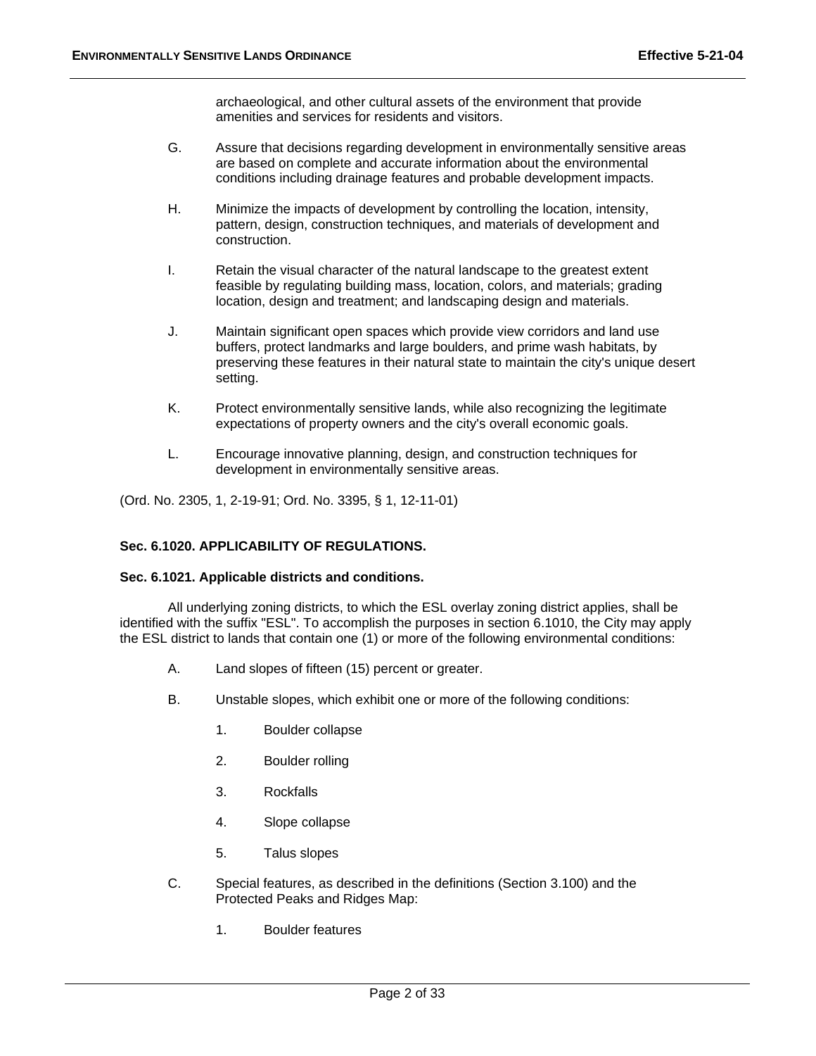archaeological, and other cultural assets of the environment that provide amenities and services for residents and visitors.

G. Assure that decisions regarding development in environmentally sensitive areas are based on complete and accurate information about the environmental conditions including drainage features and probable development impacts.

H. Minimize the impacts of development by controlling the location, intensity, pattern, design, construction techniques, and materials of development and construction.

I. Retain the visual character of the natural landscape to the greatest extent feasible by regulating building mass, location, colors, and materials; grading location, design and treatment; and landscaping design and materials.

J. Maintain significant open spaces which provide view corridors and land use buffers, protect landmarks and large boulders, and prime wash habitats, by preserving these features in their natural state to maintain the city's unique desert setting.

K. Protect environmentally sensitive lands, while also recognizing the legitimate expectations of property owners and the city's overall economic goals.

L. Encourage innovative planning, design, and construction techniques for development in environmentally sensitive areas.

(Ord. No. 2305, 1, 2-19-91; Ord. No. 3395, § 1, 12-11-01)

**Sec. 6.1020. APPLICABILITY OF REGULATIONS.**

**Sec. 6.1021. Applicable districts and conditions.**

All underlying zoning districts, to which the ESL overlay zoning district applies, shall be identified with the suffix "ESL". To accomplish the purposes in section 6.1010, the City may apply the ESL district to lands that contain one (1) or more of the following environmental conditions:

A. Land slopes of fifteen (15) percent or greater.

B. Unstable slopes, which exhibit one or more of the following conditions:

   1. Boulder collapse

   2. Boulder rolling

   3. Rockfalls

   4. Slope collapse

   5. Talus slopes

C. Special features, as described in the definitions (Section 3.100) and the Protected Peaks and Ridges Map:

   1. Boulder features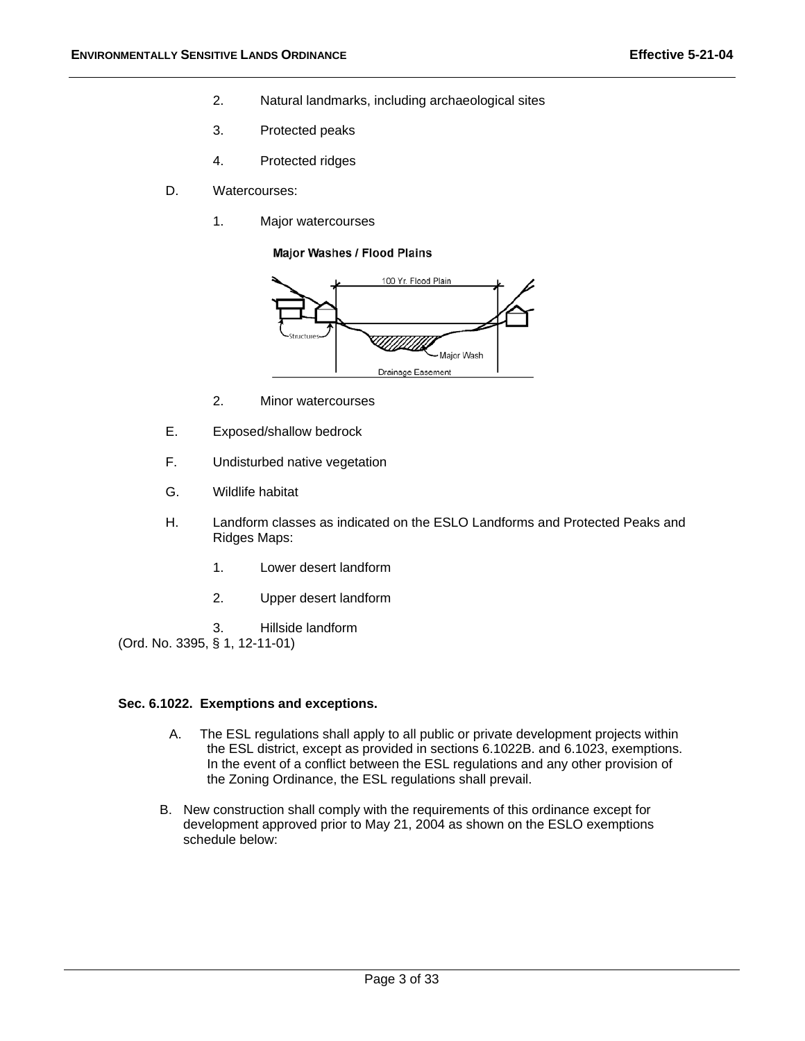2. Natural landmarks, including archaeological sites

3. Protected peaks

4. Protected ridges

D. Watercourses:

1. Major watercourses

Major Washes / Flood Plains

2. Minor watercourses

E. Exposed/shallow bedrock

F. Undisturbed native vegetation

G. Wildlife habitat

H. Landform classes as indicated on the ESLO Landforms and Protected Peaks and Ridges Maps:

1. Lower desert landform

2. Upper desert landform

3. Hillside landform

(Ord. No. 3395, § 1, 12-11-01)

**Sec. 6.1022. Exemptions and exceptions.**

A. The ESL regulations shall apply to all public or private development projects within the ESL district, except as provided in sections 6.1022B. and 6.1023, exemptions. In the event of a conflict between the ESL regulations and any other provision of the Zoning Ordinance, the ESL regulations shall prevail.

B. New construction shall comply with the requirements of this ordinance except for development approved prior to May 21, 2004 as shown on the ESLO exemptions schedule below: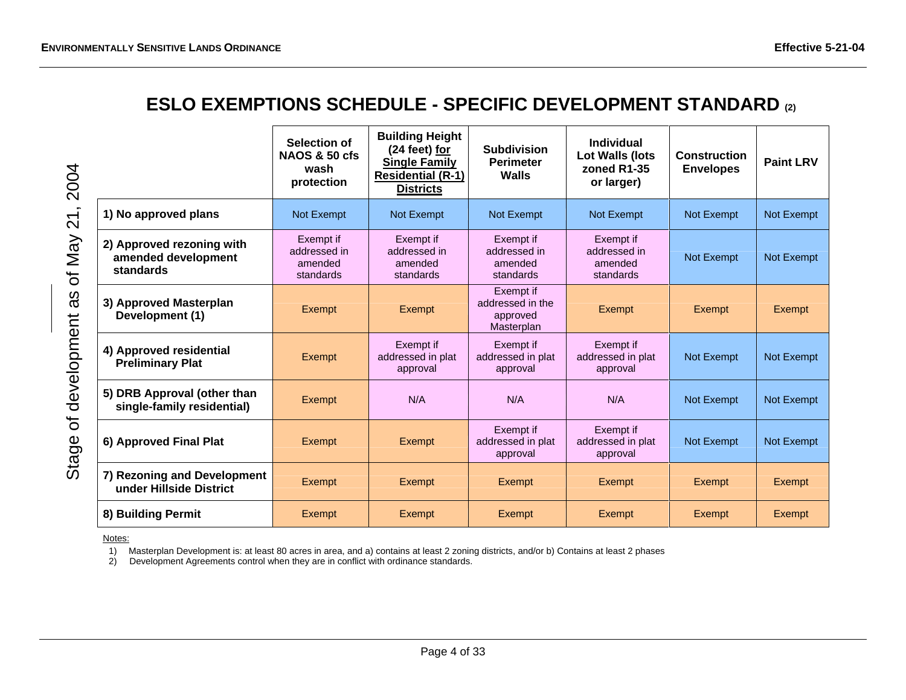## ESLO EXEMPTIONS SCHEDULE - SPECIFIC DEVELOPMENT STANDARD (2)

Stage of development as of May 21, 2004

| | Selection of NAOS & 50 cfs wash protection | Building Height (24 feet) for Single Family Residential (R-1) Districts | Subdivision Perimeter Walls | Individual Lot Walls (lots zoned R1-35 or larger) | Construction Envelopes | Paint LRV |
|---|---|---|---|---|---|---|
| **1) No approved plans** | Not Exempt | Not Exempt | Not Exempt | Not Exempt | Not Exempt | Not Exempt |
| **2) Approved rezoning with amended development standards** | Exempt if addressed in amended standards | Exempt if addressed in amended standards | Exempt if addressed in amended standards | Exempt if addressed in amended standards | Not Exempt | Not Exempt |
| **3) Approved Masterplan Development (1)** | Exempt | Exempt | Exempt if addressed in the approved Masterplan | Exempt | Exempt | Exempt |
| **4) Approved residential Preliminary Plat** | Exempt | Exempt if addressed in plat approval | Exempt if addressed in plat approval | Exempt if addressed in plat approval | Not Exempt | Not Exempt |
| **5) DRB Approval (other than single-family residential)** | Exempt | N/A | N/A | N/A | Not Exempt | Not Exempt |
| **6) Approved Final Plat** | Exempt | Exempt | Exempt if addressed in plat approval | Exempt if addressed in plat approval | Not Exempt | Not Exempt |
| **7) Rezoning and Development under Hillside District** | Exempt | Exempt | Exempt | Exempt | Exempt | Exempt |
| **8) Building Permit** | Exempt | Exempt | Exempt | Exempt | Exempt | Exempt |

Notes:

1) Masterplan Development is: at least 80 acres in area, and a) contains at least 2 zoning districts, and/or b) Contains at least 2 phases
2) Development Agreements control when they are in conflict with ordinance standards.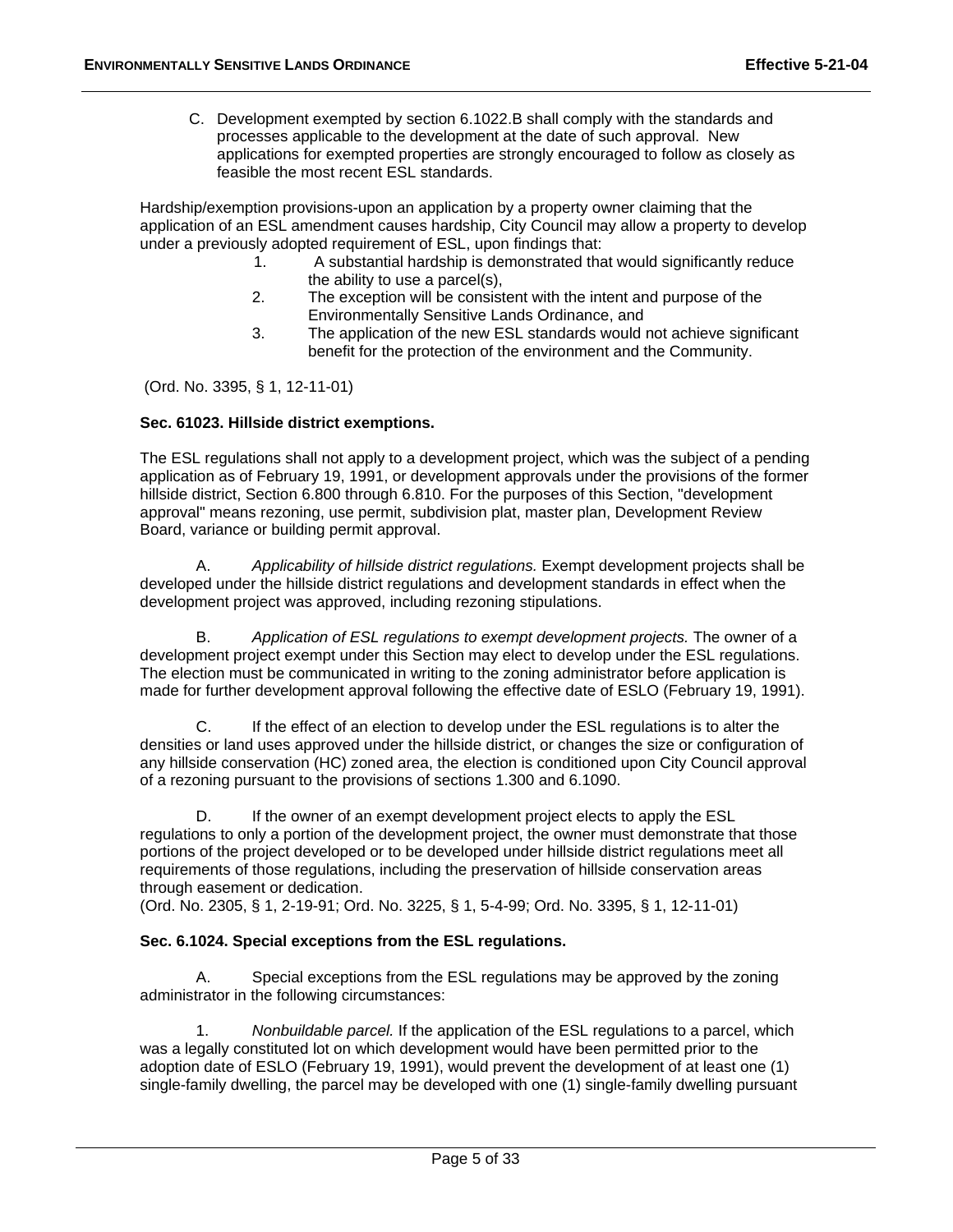C. Development exempted by section 6.1022.B shall comply with the standards and processes applicable to the development at the date of such approval. New applications for exempted properties are strongly encouraged to follow as closely as feasible the most recent ESL standards.

Hardship/exemption provisions-upon an application by a property owner claiming that the application of an ESL amendment causes hardship, City Council may allow a property to develop under a previously adopted requirement of ESL, upon findings that:

1. A substantial hardship is demonstrated that would significantly reduce the ability to use a parcel(s),
2. The exception will be consistent with the intent and purpose of the Environmentally Sensitive Lands Ordinance, and
3. The application of the new ESL standards would not achieve significant benefit for the protection of the environment and the Community.

(Ord. No. 3395, § 1, 12-11-01)

**Sec. 61023. Hillside district exemptions.**

The ESL regulations shall not apply to a development project, which was the subject of a pending application as of February 19, 1991, or development approvals under the provisions of the former hillside district, Section 6.800 through 6.810. For the purposes of this Section, "development approval" means rezoning, use permit, subdivision plat, master plan, Development Review Board, variance or building permit approval.

A. *Applicability of hillside district regulations.* Exempt development projects shall be developed under the hillside district regulations and development standards in effect when the development project was approved, including rezoning stipulations.

B. *Application of ESL regulations to exempt development projects.* The owner of a development project exempt under this Section may elect to develop under the ESL regulations. The election must be communicated in writing to the zoning administrator before application is made for further development approval following the effective date of ESLO (February 19, 1991).

C. If the effect of an election to develop under the ESL regulations is to alter the densities or land uses approved under the hillside district, or changes the size or configuration of any hillside conservation (HC) zoned area, the election is conditioned upon City Council approval of a rezoning pursuant to the provisions of sections 1.300 and 6.1090.

D. If the owner of an exempt development project elects to apply the ESL regulations to only a portion of the development project, the owner must demonstrate that those portions of the project developed or to be developed under hillside district regulations meet all requirements of those regulations, including the preservation of hillside conservation areas through easement or dedication.

(Ord. No. 2305, § 1, 2-19-91; Ord. No. 3225, § 1, 5-4-99; Ord. No. 3395, § 1, 12-11-01)

**Sec. 6.1024. Special exceptions from the ESL regulations.**

A. Special exceptions from the ESL regulations may be approved by the zoning administrator in the following circumstances:

1. *Nonbuildable parcel.* If the application of the ESL regulations to a parcel, which was a legally constituted lot on which development would have been permitted prior to the adoption date of ESLO (February 19, 1991), would prevent the development of at least one (1) single-family dwelling, the parcel may be developed with one (1) single-family dwelling pursuant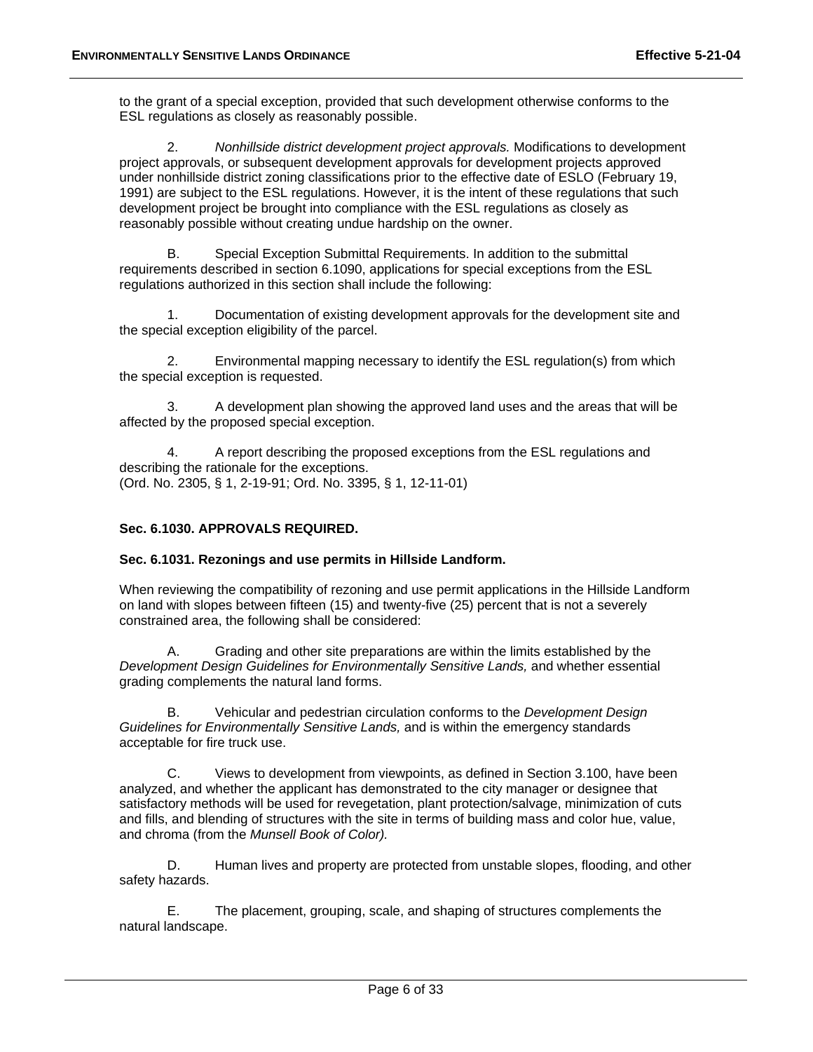to the grant of a special exception, provided that such development otherwise conforms to the ESL regulations as closely as reasonably possible.

2. *Nonhillside district development project approvals.* Modifications to development project approvals, or subsequent development approvals for development projects approved under nonhillside district zoning classifications prior to the effective date of ESLO (February 19, 1991) are subject to the ESL regulations. However, it is the intent of these regulations that such development project be brought into compliance with the ESL regulations as closely as reasonably possible without creating undue hardship on the owner.

B. Special Exception Submittal Requirements. In addition to the submittal requirements described in section 6.1090, applications for special exceptions from the ESL regulations authorized in this section shall include the following:

1. Documentation of existing development approvals for the development site and the special exception eligibility of the parcel.

2. Environmental mapping necessary to identify the ESL regulation(s) from which the special exception is requested.

3. A development plan showing the approved land uses and the areas that will be affected by the proposed special exception.

4. A report describing the proposed exceptions from the ESL regulations and describing the rationale for the exceptions.
(Ord. No. 2305, § 1, 2-19-91; Ord. No. 3395, § 1, 12-11-01)

**Sec. 6.1030. APPROVALS REQUIRED.**

**Sec. 6.1031. Rezonings and use permits in Hillside Landform.**

When reviewing the compatibility of rezoning and use permit applications in the Hillside Landform on land with slopes between fifteen (15) and twenty-five (25) percent that is not a severely constrained area, the following shall be considered:

A. Grading and other site preparations are within the limits established by the *Development Design Guidelines for Environmentally Sensitive Lands,* and whether essential grading complements the natural land forms.

B. Vehicular and pedestrian circulation conforms to the *Development Design Guidelines for Environmentally Sensitive Lands,* and is within the emergency standards acceptable for fire truck use.

C. Views to development from viewpoints, as defined in Section 3.100, have been analyzed, and whether the applicant has demonstrated to the city manager or designee that satisfactory methods will be used for revegetation, plant protection/salvage, minimization of cuts and fills, and blending of structures with the site in terms of building mass and color hue, value, and chroma (from the *Munsell Book of Color).*

D. Human lives and property are protected from unstable slopes, flooding, and other safety hazards.

E. The placement, grouping, scale, and shaping of structures complements the natural landscape.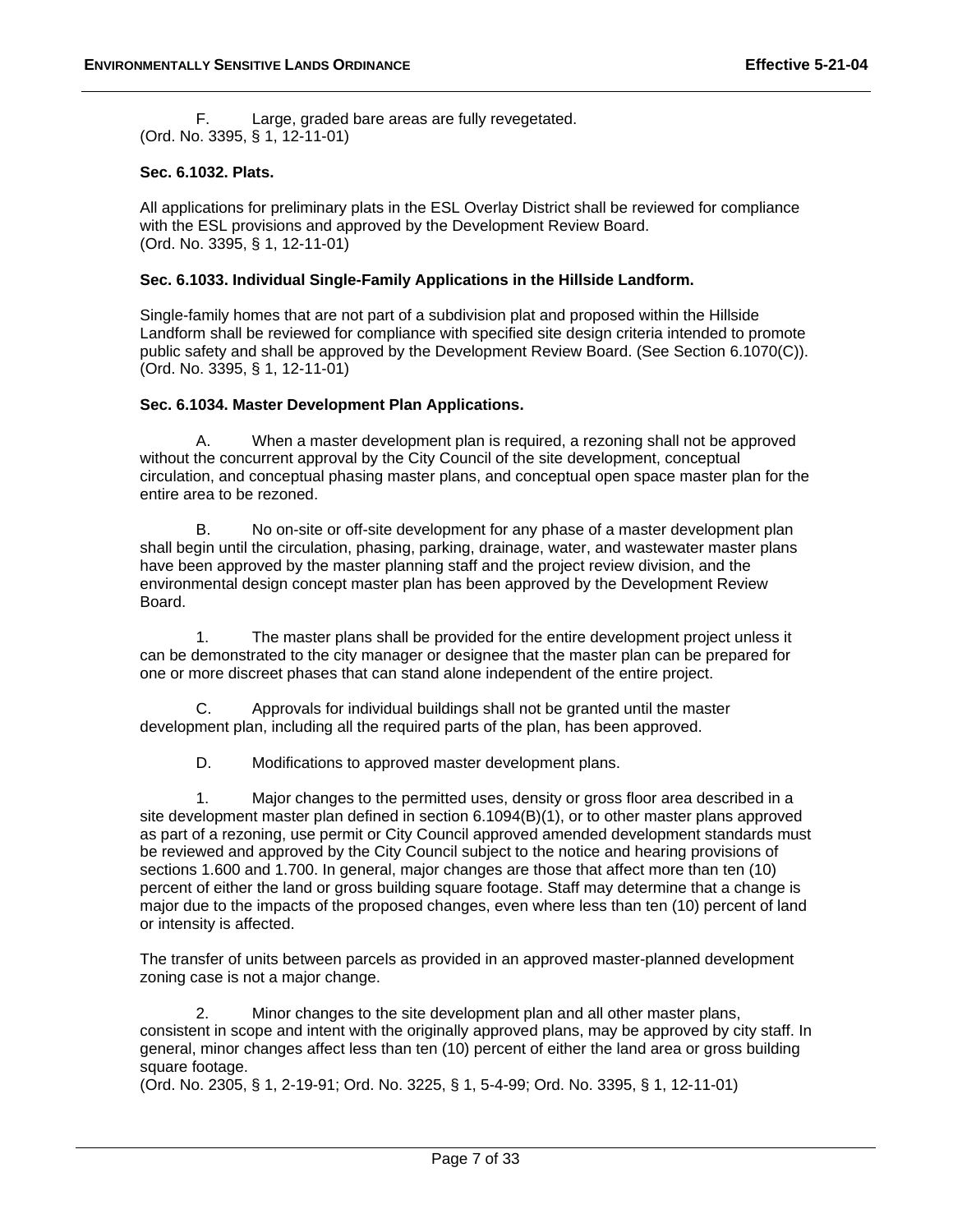F. Large, graded bare areas are fully revegetated.
(Ord. No. 3395, § 1, 12-11-01)

**Sec. 6.1032. Plats.**

All applications for preliminary plats in the ESL Overlay District shall be reviewed for compliance with the ESL provisions and approved by the Development Review Board.
(Ord. No. 3395, § 1, 12-11-01)

**Sec. 6.1033. Individual Single-Family Applications in the Hillside Landform.**

Single-family homes that are not part of a subdivision plat and proposed within the Hillside Landform shall be reviewed for compliance with specified site design criteria intended to promote public safety and shall be approved by the Development Review Board. (See Section 6.1070(C)).
(Ord. No. 3395, § 1, 12-11-01)

**Sec. 6.1034. Master Development Plan Applications.**

A. When a master development plan is required, a rezoning shall not be approved without the concurrent approval by the City Council of the site development, conceptual circulation, and conceptual phasing master plans, and conceptual open space master plan for the entire area to be rezoned.

B. No on-site or off-site development for any phase of a master development plan shall begin until the circulation, phasing, parking, drainage, water, and wastewater master plans have been approved by the master planning staff and the project review division, and the environmental design concept master plan has been approved by the Development Review Board.

1. The master plans shall be provided for the entire development project unless it can be demonstrated to the city manager or designee that the master plan can be prepared for one or more discreet phases that can stand alone independent of the entire project.

C. Approvals for individual buildings shall not be granted until the master development plan, including all the required parts of the plan, has been approved.

D. Modifications to approved master development plans.

1. Major changes to the permitted uses, density or gross floor area described in a site development master plan defined in section 6.1094(B)(1), or to other master plans approved as part of a rezoning, use permit or City Council approved amended development standards must be reviewed and approved by the City Council subject to the notice and hearing provisions of sections 1.600 and 1.700. In general, major changes are those that affect more than ten (10) percent of either the land or gross building square footage. Staff may determine that a change is major due to the impacts of the proposed changes, even where less than ten (10) percent of land or intensity is affected.

The transfer of units between parcels as provided in an approved master-planned development zoning case is not a major change.

2. Minor changes to the site development plan and all other master plans, consistent in scope and intent with the originally approved plans, may be approved by city staff. In general, minor changes affect less than ten (10) percent of either the land area or gross building square footage.
(Ord. No. 2305, § 1, 2-19-91; Ord. No. 3225, § 1, 5-4-99; Ord. No. 3395, § 1, 12-11-01)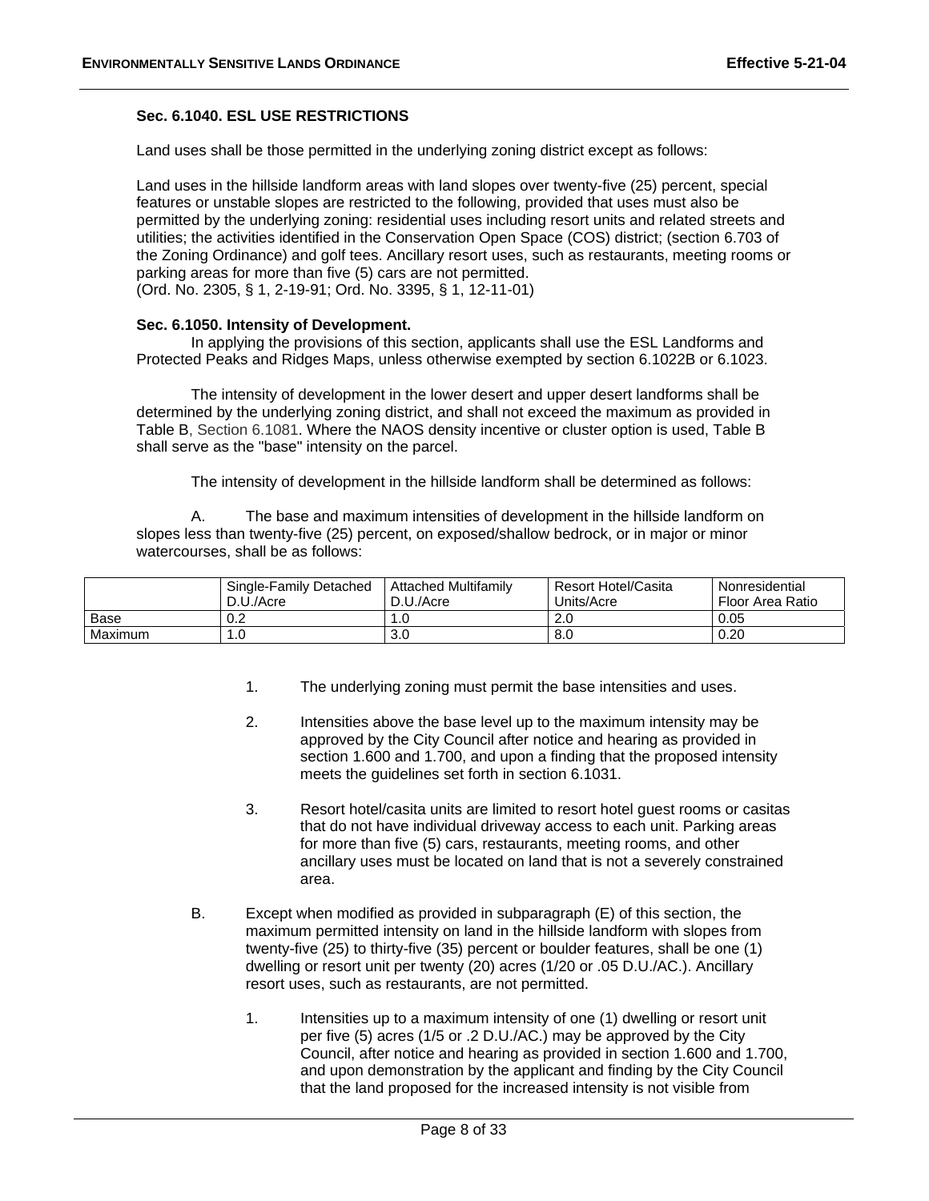### Sec. 6.1040. ESL USE RESTRICTIONS

Land uses shall be those permitted in the underlying zoning district except as follows:

Land uses in the hillside landform areas with land slopes over twenty-five (25) percent, special features or unstable slopes are restricted to the following, provided that uses must also be permitted by the underlying zoning: residential uses including resort units and related streets and utilities; the activities identified in the Conservation Open Space (COS) district; (section 6.703 of the Zoning Ordinance) and golf tees. Ancillary resort uses, such as restaurants, meeting rooms or parking areas for more than five (5) cars are not permitted.
(Ord. No. 2305, § 1, 2-19-91; Ord. No. 3395, § 1, 12-11-01)

### Sec. 6.1050. Intensity of Development.

In applying the provisions of this section, applicants shall use the ESL Landforms and Protected Peaks and Ridges Maps, unless otherwise exempted by section 6.1022B or 6.1023.

The intensity of development in the lower desert and upper desert landforms shall be determined by the underlying zoning district, and shall not exceed the maximum as provided in Table B, Section 6.1081. Where the NAOS density incentive or cluster option is used, Table B shall serve as the "base" intensity on the parcel.

The intensity of development in the hillside landform shall be determined as follows:

A. The base and maximum intensities of development in the hillside landform on slopes less than twenty-five (25) percent, on exposed/shallow bedrock, or in major or minor watercourses, shall be as follows:

| | Single-Family Detached D.U./Acre | Attached Multifamily D.U./Acre | Resort Hotel/Casita Units/Acre | Nonresidential Floor Area Ratio |
|---|---|---|---|---|
| Base | 0.2 | 1.0 | 2.0 | 0.05 |
| Maximum | 1.0 | 3.0 | 8.0 | 0.20 |

1. The underlying zoning must permit the base intensities and uses.

2. Intensities above the base level up to the maximum intensity may be approved by the City Council after notice and hearing as provided in section 1.600 and 1.700, and upon a finding that the proposed intensity meets the guidelines set forth in section 6.1031.

3. Resort hotel/casita units are limited to resort hotel guest rooms or casitas that do not have individual driveway access to each unit. Parking areas for more than five (5) cars, restaurants, meeting rooms, and other ancillary uses must be located on land that is not a severely constrained area.

B. Except when modified as provided in subparagraph (E) of this section, the maximum permitted intensity on land in the hillside landform with slopes from twenty-five (25) to thirty-five (35) percent or boulder features, shall be one (1) dwelling or resort unit per twenty (20) acres (1/20 or .05 D.U./AC.). Ancillary resort uses, such as restaurants, are not permitted.

1. Intensities up to a maximum intensity of one (1) dwelling or resort unit per five (5) acres (1/5 or .2 D.U./AC.) may be approved by the City Council, after notice and hearing as provided in section 1.600 and 1.700, and upon demonstration by the applicant and finding by the City Council that the land proposed for the increased intensity is not visible from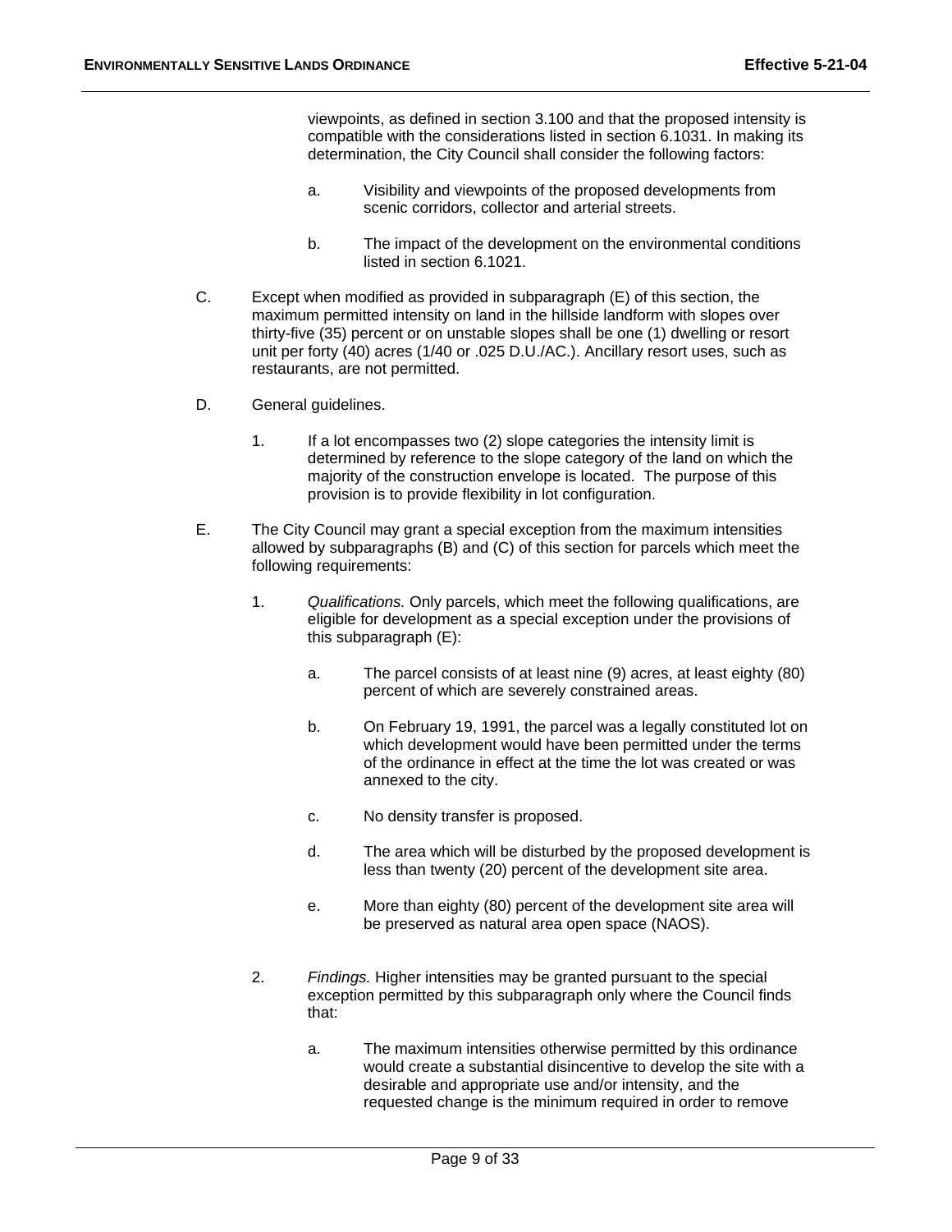viewpoints, as defined in section 3.100 and that the proposed intensity is compatible with the considerations listed in section 6.1031. In making its determination, the City Council shall consider the following factors:

a. Visibility and viewpoints of the proposed developments from scenic corridors, collector and arterial streets.

b. The impact of the development on the environmental conditions listed in section 6.1021.

C. Except when modified as provided in subparagraph (E) of this section, the maximum permitted intensity on land in the hillside landform with slopes over thirty-five (35) percent or on unstable slopes shall be one (1) dwelling or resort unit per forty (40) acres (1/40 or .025 D.U./AC.). Ancillary resort uses, such as restaurants, are not permitted.

D. General guidelines.

1. If a lot encompasses two (2) slope categories the intensity limit is determined by reference to the slope category of the land on which the majority of the construction envelope is located. The purpose of this provision is to provide flexibility in lot configuration.

E. The City Council may grant a special exception from the maximum intensities allowed by subparagraphs (B) and (C) of this section for parcels which meet the following requirements:

1. *Qualifications.* Only parcels, which meet the following qualifications, are eligible for development as a special exception under the provisions of this subparagraph (E):

a. The parcel consists of at least nine (9) acres, at least eighty (80) percent of which are severely constrained areas.

b. On February 19, 1991, the parcel was a legally constituted lot on which development would have been permitted under the terms of the ordinance in effect at the time the lot was created or was annexed to the city.

c. No density transfer is proposed.

d. The area which will be disturbed by the proposed development is less than twenty (20) percent of the development site area.

e. More than eighty (80) percent of the development site area will be preserved as natural area open space (NAOS).

2. *Findings.* Higher intensities may be granted pursuant to the special exception permitted by this subparagraph only where the Council finds that:

a. The maximum intensities otherwise permitted by this ordinance would create a substantial disincentive to develop the site with a desirable and appropriate use and/or intensity, and the requested change is the minimum required in order to remove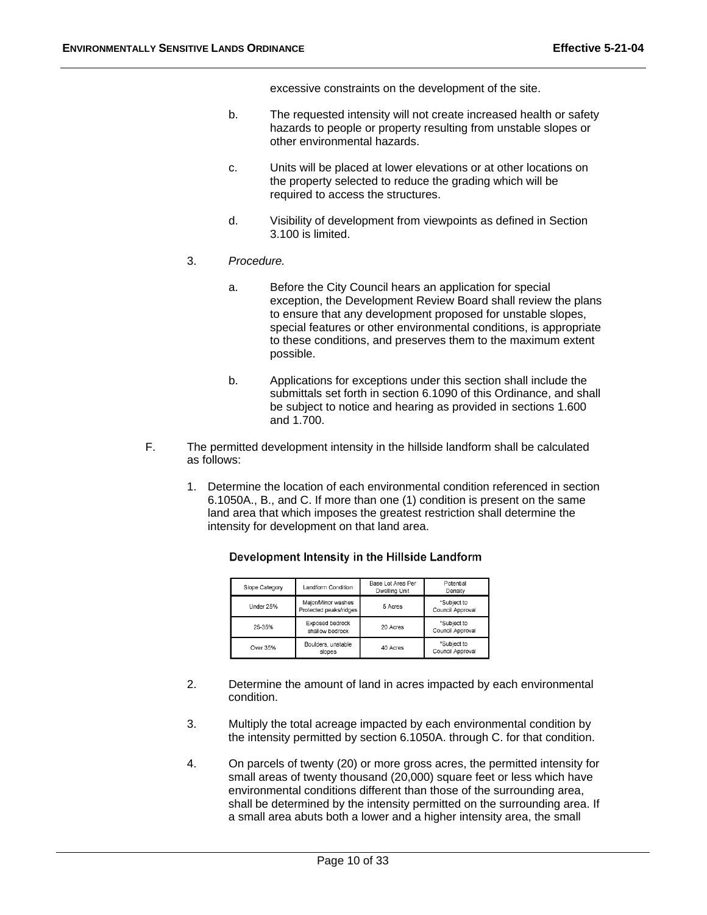excessive constraints on the development of the site.

b. The requested intensity will not create increased health or safety hazards to people or property resulting from unstable slopes or other environmental hazards.

c. Units will be placed at lower elevations or at other locations on the property selected to reduce the grading which will be required to access the structures.

d. Visibility of development from viewpoints as defined in Section 3.100 is limited.

3. *Procedure.*

a. Before the City Council hears an application for special exception, the Development Review Board shall review the plans to ensure that any development proposed for unstable slopes, special features or other environmental conditions, is appropriate to these conditions, and preserves them to the maximum extent possible.

b. Applications for exceptions under this section shall include the submittals set forth in section 6.1090 of this Ordinance, and shall be subject to notice and hearing as provided in sections 1.600 and 1.700.

F. The permitted development intensity in the hillside landform shall be calculated as follows:

1. Determine the location of each environmental condition referenced in section 6.1050A., B., and C. If more than one (1) condition is present on the same land area that which imposes the greatest restriction shall determine the intensity for development on that land area.

**Development Intensity in the Hillside Landform**

| Slope Category | Landform Condition | Base Lot Area Per Dwelling Unit | Potential Density |
|---|---|---|---|
| Under 25% | Major/Minor washes Protected peaks/ridges | 5 Acres | *Subject to Council Approval |
| 25-35% | Exposed bedrock shallow bedrock | 20 Acres | *Subject to Council Approval |
| Over 35% | Boulders, unstable slopes | 40 Acres | *Subject to Council Approval |

2. Determine the amount of land in acres impacted by each environmental condition.

3. Multiply the total acreage impacted by each environmental condition by the intensity permitted by section 6.1050A. through C. for that condition.

4. On parcels of twenty (20) or more gross acres, the permitted intensity for small areas of twenty thousand (20,000) square feet or less which have environmental conditions different than those of the surrounding area, shall be determined by the intensity permitted on the surrounding area. If a small area abuts both a lower and a higher intensity area, the small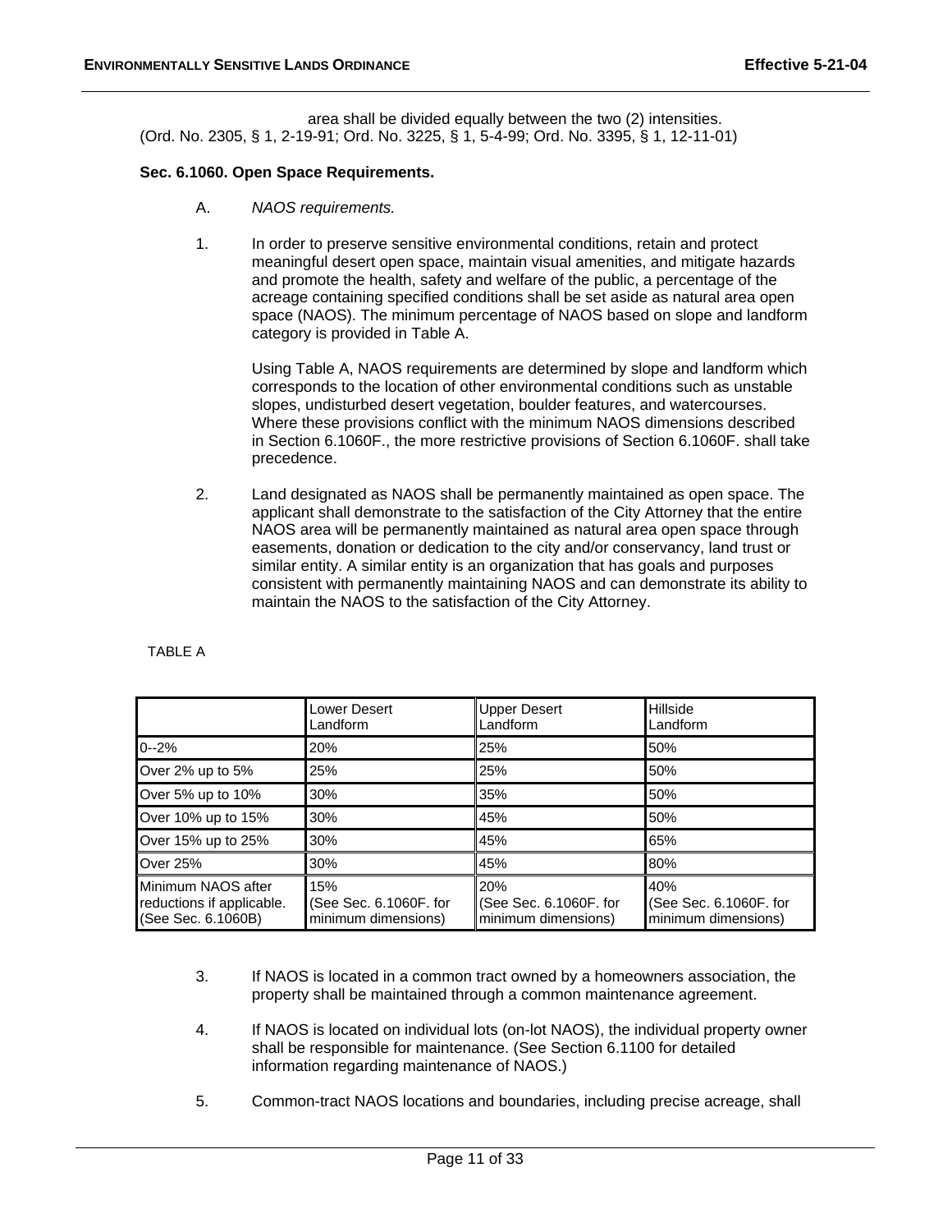area shall be divided equally between the two (2) intensities.
(Ord. No. 2305, § 1, 2-19-91; Ord. No. 3225, § 1, 5-4-99; Ord. No. 3395, § 1, 12-11-01)

**Sec. 6.1060. Open Space Requirements.**

A. *NAOS requirements.*

1. In order to preserve sensitive environmental conditions, retain and protect meaningful desert open space, maintain visual amenities, and mitigate hazards and promote the health, safety and welfare of the public, a percentage of the acreage containing specified conditions shall be set aside as natural area open space (NAOS). The minimum percentage of NAOS based on slope and landform category is provided in Table A.

   Using Table A, NAOS requirements are determined by slope and landform which corresponds to the location of other environmental conditions such as unstable slopes, undisturbed desert vegetation, boulder features, and watercourses. Where these provisions conflict with the minimum NAOS dimensions described in Section 6.1060F., the more restrictive provisions of Section 6.1060F. shall take precedence.

2. Land designated as NAOS shall be permanently maintained as open space. The applicant shall demonstrate to the satisfaction of the City Attorney that the entire NAOS area will be permanently maintained as natural area open space through easements, donation or dedication to the city and/or conservancy, land trust or similar entity. A similar entity is an organization that has goals and purposes consistent with permanently maintaining NAOS and can demonstrate its ability to maintain the NAOS to the satisfaction of the City Attorney.

TABLE A

| | Lower Desert Landform | Upper Desert Landform | Hillside Landform |
|---|---|---|---|
| 0--2% | 20% | 25% | 50% |
| Over 2% up to 5% | 25% | 25% | 50% |
| Over 5% up to 10% | 30% | 35% | 50% |
| Over 10% up to 15% | 30% | 45% | 50% |
| Over 15% up to 25% | 30% | 45% | 65% |
| Over 25% | 30% | 45% | 80% |
| Minimum NAOS after reductions if applicable. (See Sec. 6.1060B) | 15% (See Sec. 6.1060F. for minimum dimensions) | 20% (See Sec. 6.1060F. for minimum dimensions) | 40% (See Sec. 6.1060F. for minimum dimensions) |

3. If NAOS is located in a common tract owned by a homeowners association, the property shall be maintained through a common maintenance agreement.

4. If NAOS is located on individual lots (on-lot NAOS), the individual property owner shall be responsible for maintenance. (See Section 6.1100 for detailed information regarding maintenance of NAOS.)

5. Common-tract NAOS locations and boundaries, including precise acreage, shall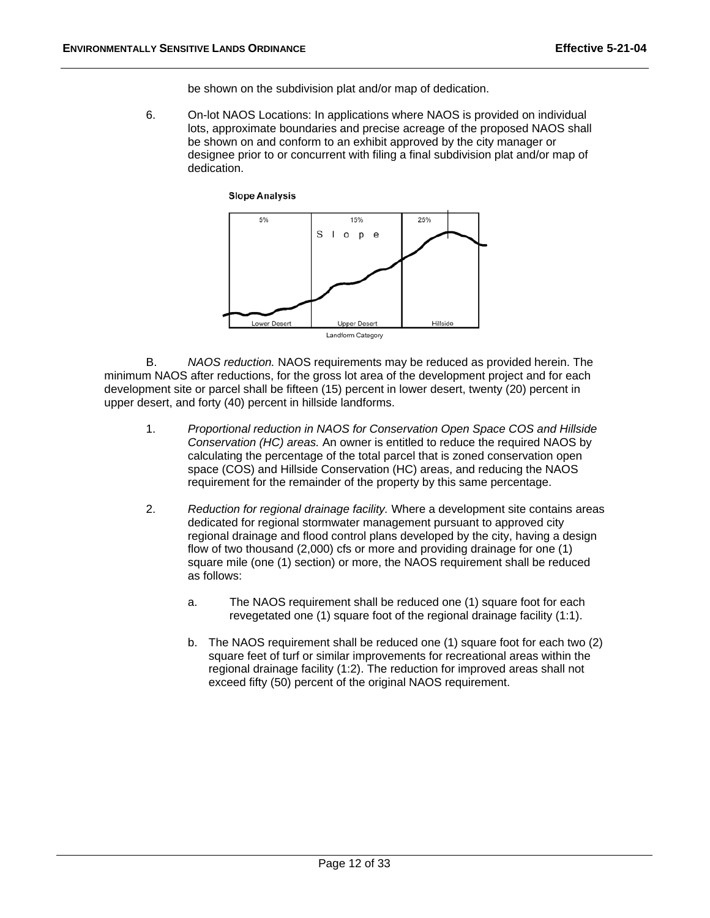be shown on the subdivision plat and/or map of dedication.

6. On-lot NAOS Locations: In applications where NAOS is provided on individual lots, approximate boundaries and precise acreage of the proposed NAOS shall be shown on and conform to an exhibit approved by the city manager or designee prior to or concurrent with filing a final subdivision plat and/or map of dedication.

**Slope Analysis**

B. *NAOS reduction.* NAOS requirements may be reduced as provided herein. The minimum NAOS after reductions, for the gross lot area of the development project and for each development site or parcel shall be fifteen (15) percent in lower desert, twenty (20) percent in upper desert, and forty (40) percent in hillside landforms.

1. *Proportional reduction in NAOS for Conservation Open Space COS and Hillside Conservation (HC) areas.* An owner is entitled to reduce the required NAOS by calculating the percentage of the total parcel that is zoned conservation open space (COS) and Hillside Conservation (HC) areas, and reducing the NAOS requirement for the remainder of the property by this same percentage.

2. *Reduction for regional drainage facility.* Where a development site contains areas dedicated for regional stormwater management pursuant to approved city regional drainage and flood control plans developed by the city, having a design flow of two thousand (2,000) cfs or more and providing drainage for one (1) square mile (one (1) section) or more, the NAOS requirement shall be reduced as follows:

   a. The NAOS requirement shall be reduced one (1) square foot for each revegetated one (1) square foot of the regional drainage facility (1:1).

   b. The NAOS requirement shall be reduced one (1) square foot for each two (2) square feet of turf or similar improvements for recreational areas within the regional drainage facility (1:2). The reduction for improved areas shall not exceed fifty (50) percent of the original NAOS requirement.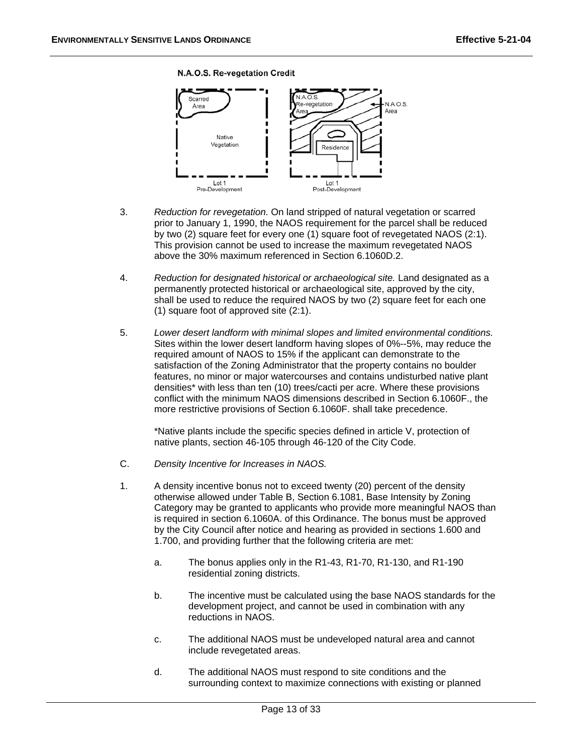**N.A.O.S. Re-vegetation Credit**

Scarred Area

Native Vegetation

Lot 1
Pre-Development

N.A.O.S. Re-vegetation Area

N.A.O.S. Area

Residence

Lot 1
Post-Development

3. *Reduction for revegetation.* On land stripped of natural vegetation or scarred prior to January 1, 1990, the NAOS requirement for the parcel shall be reduced by two (2) square feet for every one (1) square foot of revegetated NAOS (2:1). This provision cannot be used to increase the maximum revegetated NAOS above the 30% maximum referenced in Section 6.1060D.2.

4. *Reduction for designated historical or archaeological site.* Land designated as a permanently protected historical or archaeological site, approved by the city, shall be used to reduce the required NAOS by two (2) square feet for each one (1) square foot of approved site (2:1).

5. *Lower desert landform with minimal slopes and limited environmental conditions.* Sites within the lower desert landform having slopes of 0%--5%, may reduce the required amount of NAOS to 15% if the applicant can demonstrate to the satisfaction of the Zoning Administrator that the property contains no boulder features, no minor or major watercourses and contains undisturbed native plant densities* with less than ten (10) trees/cacti per acre. Where these provisions conflict with the minimum NAOS dimensions described in Section 6.1060F., the more restrictive provisions of Section 6.1060F. shall take precedence.

   *Native plants include the specific species defined in article V, protection of native plants, section 46-105 through 46-120 of the City Code.

C. *Density Incentive for Increases in NAOS.*

1. A density incentive bonus not to exceed twenty (20) percent of the density otherwise allowed under Table B, Section 6.1081, Base Intensity by Zoning Category may be granted to applicants who provide more meaningful NAOS than is required in section 6.1060A. of this Ordinance. The bonus must be approved by the City Council after notice and hearing as provided in sections 1.600 and 1.700, and providing further that the following criteria are met:

   a. The bonus applies only in the R1-43, R1-70, R1-130, and R1-190 residential zoning districts.

   b. The incentive must be calculated using the base NAOS standards for the development project, and cannot be used in combination with any reductions in NAOS.

   c. The additional NAOS must be undeveloped natural area and cannot include revegetated areas.

   d. The additional NAOS must respond to site conditions and the surrounding context to maximize connections with existing or planned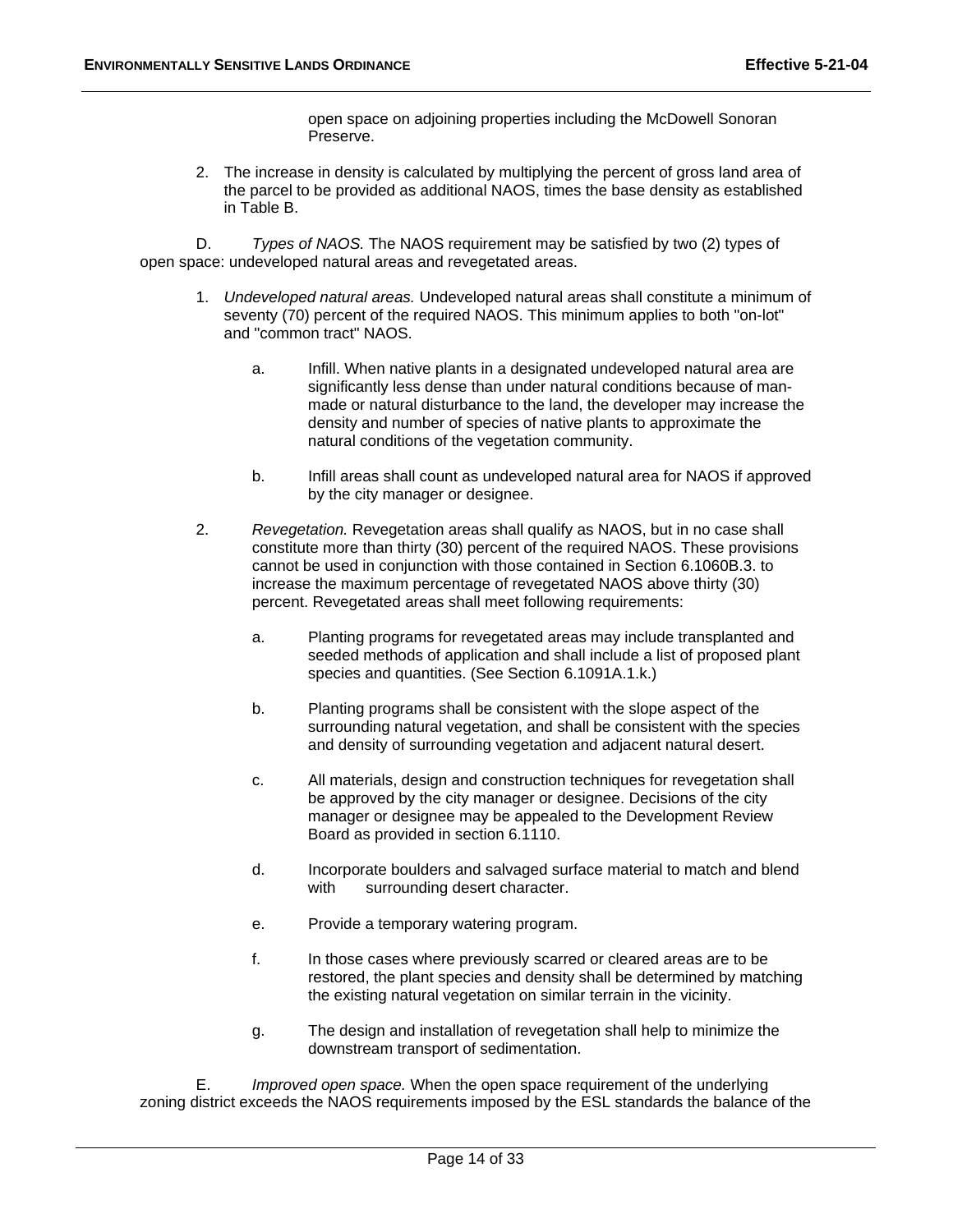open space on adjoining properties including the McDowell Sonoran Preserve.

2. The increase in density is calculated by multiplying the percent of gross land area of the parcel to be provided as additional NAOS, times the base density as established in Table B.

D. *Types of NAOS.* The NAOS requirement may be satisfied by two (2) types of open space: undeveloped natural areas and revegetated areas.

1. *Undeveloped natural areas.* Undeveloped natural areas shall constitute a minimum of seventy (70) percent of the required NAOS. This minimum applies to both "on-lot" and "common tract" NAOS.

   a. Infill. When native plants in a designated undeveloped natural area are significantly less dense than under natural conditions because of man-made or natural disturbance to the land, the developer may increase the density and number of species of native plants to approximate the natural conditions of the vegetation community.

   b. Infill areas shall count as undeveloped natural area for NAOS if approved by the city manager or designee.

2. *Revegetation.* Revegetation areas shall qualify as NAOS, but in no case shall constitute more than thirty (30) percent of the required NAOS. These provisions cannot be used in conjunction with those contained in Section 6.1060B.3. to increase the maximum percentage of revegetated NAOS above thirty (30) percent. Revegetated areas shall meet following requirements:

   a. Planting programs for revegetated areas may include transplanted and seeded methods of application and shall include a list of proposed plant species and quantities. (See Section 6.1091A.1.k.)

   b. Planting programs shall be consistent with the slope aspect of the surrounding natural vegetation, and shall be consistent with the species and density of surrounding vegetation and adjacent natural desert.

   c. All materials, design and construction techniques for revegetation shall be approved by the city manager or designee. Decisions of the city manager or designee may be appealed to the Development Review Board as provided in section 6.1110.

   d. Incorporate boulders and salvaged surface material to match and blend with surrounding desert character.

   e. Provide a temporary watering program.

   f. In those cases where previously scarred or cleared areas are to be restored, the plant species and density shall be determined by matching the existing natural vegetation on similar terrain in the vicinity.

   g. The design and installation of revegetation shall help to minimize the downstream transport of sedimentation.

E. *Improved open space.* When the open space requirement of the underlying zoning district exceeds the NAOS requirements imposed by the ESL standards the balance of the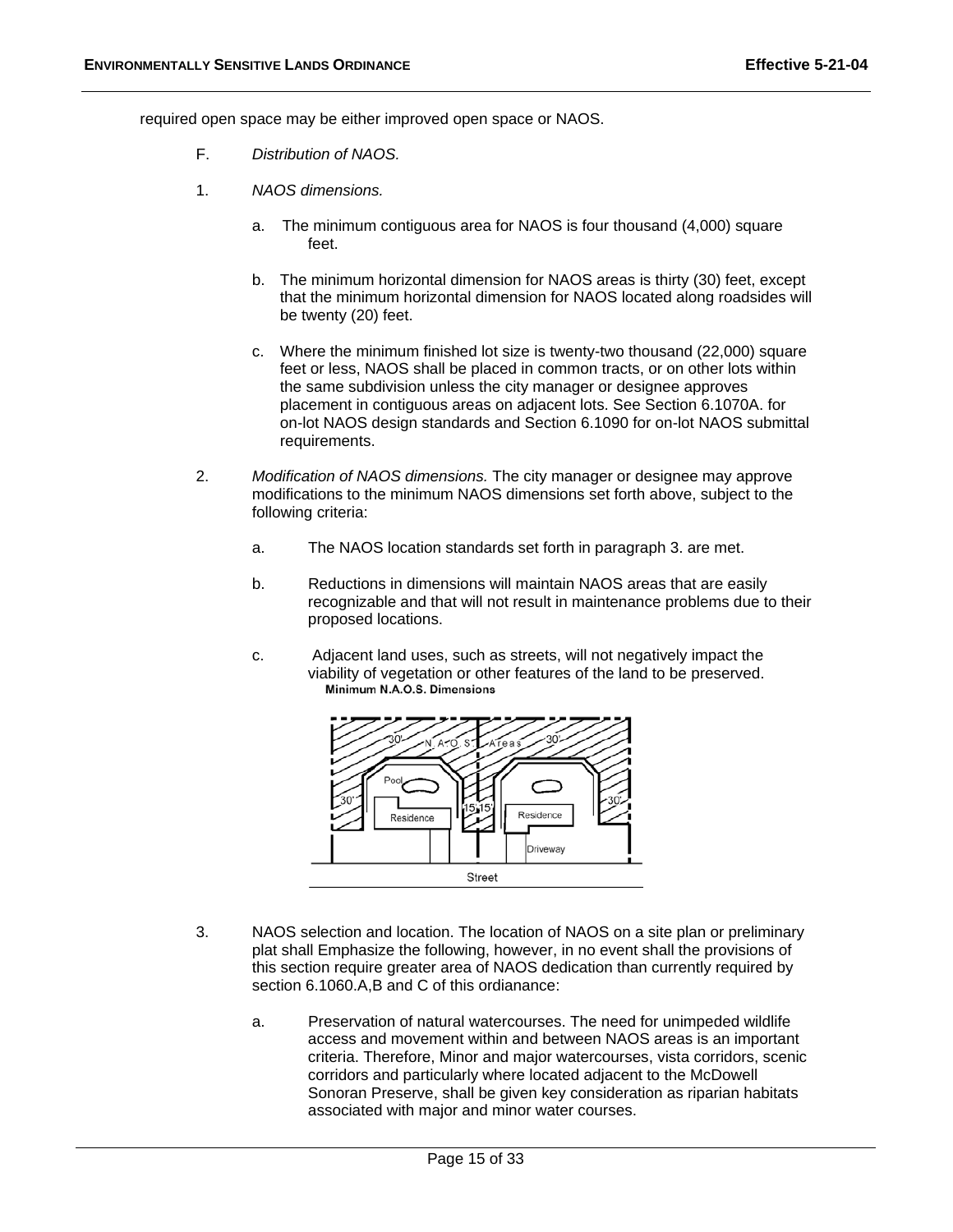required open space may be either improved open space or NAOS.

F. *Distribution of NAOS.*

1. *NAOS dimensions.*

   a. The minimum contiguous area for NAOS is four thousand (4,000) square feet.

   b. The minimum horizontal dimension for NAOS areas is thirty (30) feet, except that the minimum horizontal dimension for NAOS located along roadsides will be twenty (20) feet.

   c. Where the minimum finished lot size is twenty-two thousand (22,000) square feet or less, NAOS shall be placed in common tracts, or on other lots within the same subdivision unless the city manager or designee approves placement in contiguous areas on adjacent lots. See Section 6.1070A. for on-lot NAOS design standards and Section 6.1090 for on-lot NAOS submittal requirements.

2. *Modification of NAOS dimensions.* The city manager or designee may approve modifications to the minimum NAOS dimensions set forth above, subject to the following criteria:

   a. The NAOS location standards set forth in paragraph 3. are met.

   b. Reductions in dimensions will maintain NAOS areas that are easily recognizable and that will not result in maintenance problems due to their proposed locations.

   c. Adjacent land uses, such as streets, will not negatively impact the viability of vegetation or other features of the land to be preserved.

Minimum N.A.O.S. Dimensions

3. NAOS selection and location. The location of NAOS on a site plan or preliminary plat shall Emphasize the following, however, in no event shall the provisions of this section require greater area of NAOS dedication than currently required by section 6.1060.A,B and C of this ordianance:

   a. Preservation of natural watercourses. The need for unimpeded wildlife access and movement within and between NAOS areas is an important criteria. Therefore, Minor and major watercourses, vista corridors, scenic corridors and particularly where located adjacent to the McDowell Sonoran Preserve, shall be given key consideration as riparian habitats associated with major and minor water courses.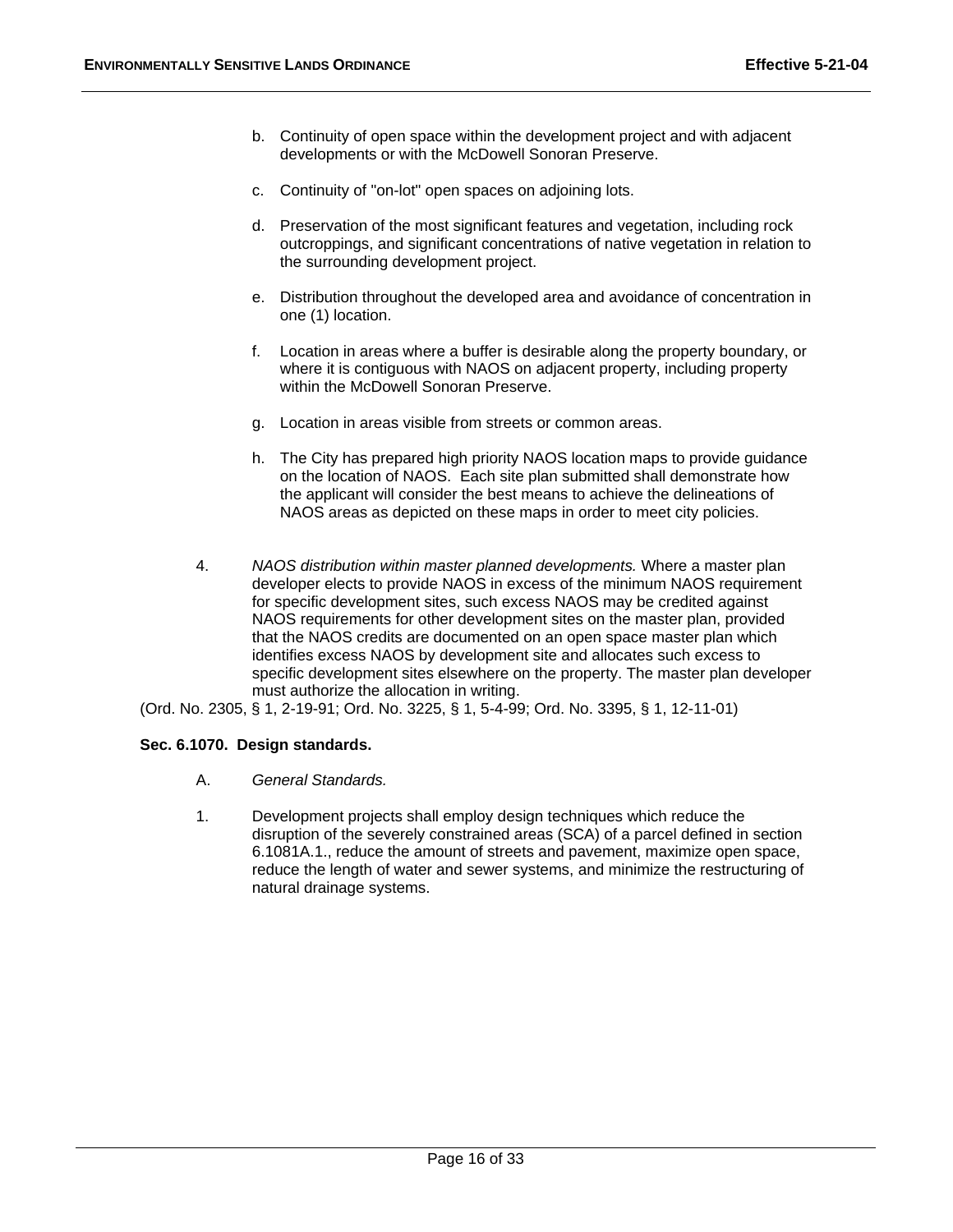b. Continuity of open space within the development project and with adjacent developments or with the McDowell Sonoran Preserve.

c. Continuity of "on-lot" open spaces on adjoining lots.

d. Preservation of the most significant features and vegetation, including rock outcroppings, and significant concentrations of native vegetation in relation to the surrounding development project.

e. Distribution throughout the developed area and avoidance of concentration in one (1) location.

f. Location in areas where a buffer is desirable along the property boundary, or where it is contiguous with NAOS on adjacent property, including property within the McDowell Sonoran Preserve.

g. Location in areas visible from streets or common areas.

h. The City has prepared high priority NAOS location maps to provide guidance on the location of NAOS. Each site plan submitted shall demonstrate how the applicant will consider the best means to achieve the delineations of NAOS areas as depicted on these maps in order to meet city policies.

4. *NAOS distribution within master planned developments.* Where a master plan developer elects to provide NAOS in excess of the minimum NAOS requirement for specific development sites, such excess NAOS may be credited against NAOS requirements for other development sites on the master plan, provided that the NAOS credits are documented on an open space master plan which identifies excess NAOS by development site and allocates such excess to specific development sites elsewhere on the property. The master plan developer must authorize the allocation in writing.

(Ord. No. 2305, § 1, 2-19-91; Ord. No. 3225, § 1, 5-4-99; Ord. No. 3395, § 1, 12-11-01)

**Sec. 6.1070. Design standards.**

A. *General Standards.*

1. Development projects shall employ design techniques which reduce the disruption of the severely constrained areas (SCA) of a parcel defined in section 6.1081A.1., reduce the amount of streets and pavement, maximize open space, reduce the length of water and sewer systems, and minimize the restructuring of natural drainage systems.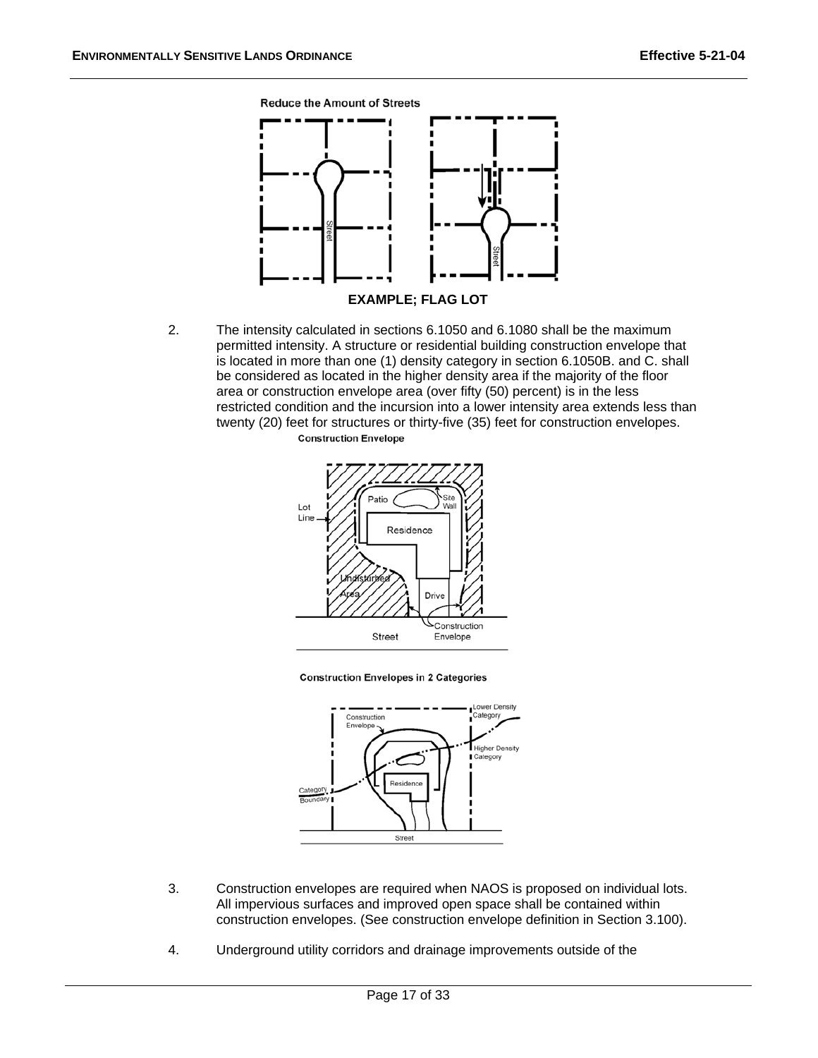**Reduce the Amount of Streets**

**EXAMPLE; FLAG LOT**

2. The intensity calculated in sections 6.1050 and 6.1080 shall be the maximum permitted intensity. A structure or residential building construction envelope that is located in more than one (1) density category in section 6.1050B. and C. shall be considered as located in the higher density area if the majority of the floor area or construction envelope area (over fifty (50) percent) is in the less restricted condition and the incursion into a lower intensity area extends less than twenty (20) feet for structures or thirty-five (35) feet for construction envelopes.

**Construction Envelope**

**Construction Envelopes in 2 Categories**

3. Construction envelopes are required when NAOS is proposed on individual lots. All impervious surfaces and improved open space shall be contained within construction envelopes. (See construction envelope definition in Section 3.100).

4. Underground utility corridors and drainage improvements outside of the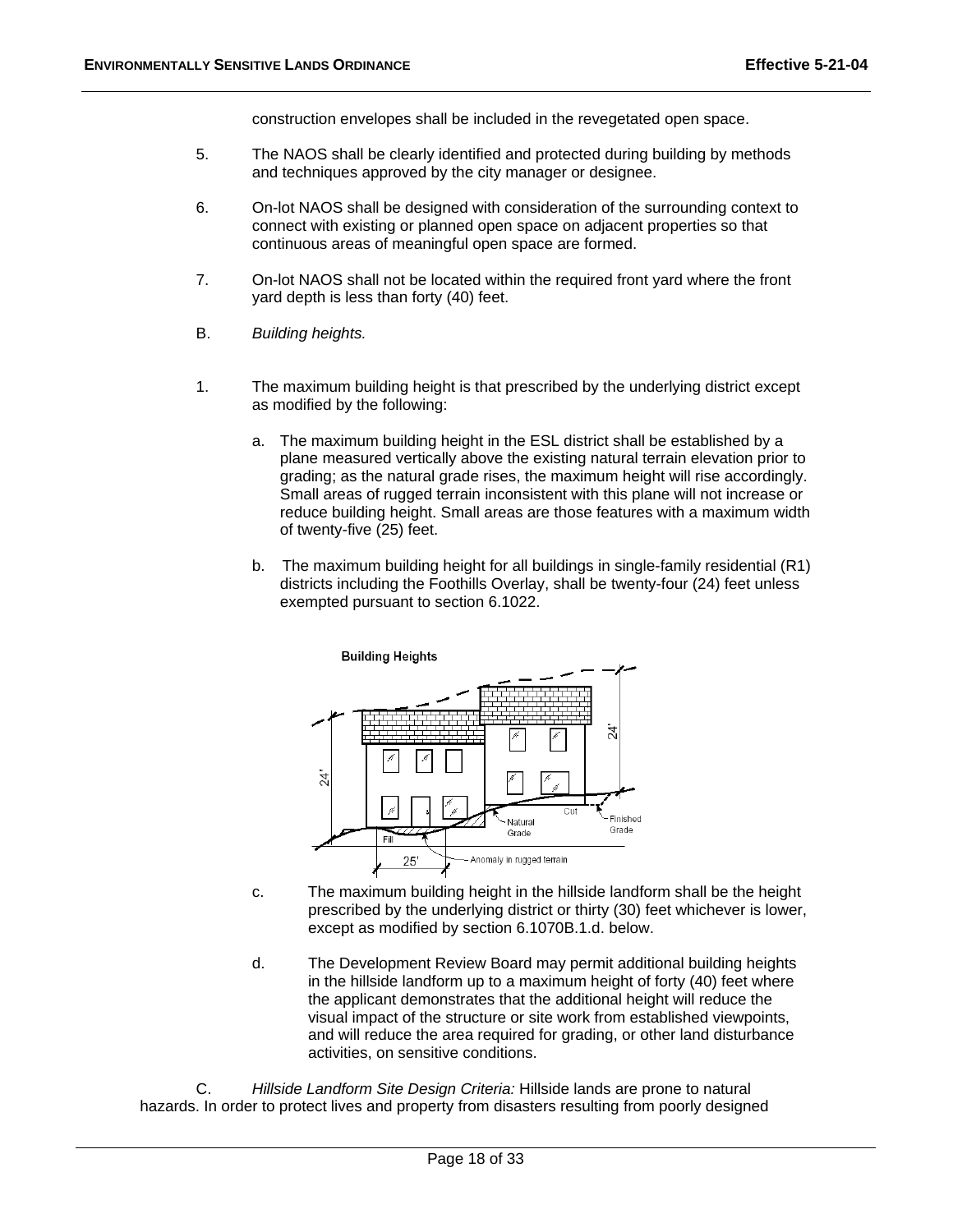construction envelopes shall be included in the revegetated open space.

5. The NAOS shall be clearly identified and protected during building by methods and techniques approved by the city manager or designee.

6. On-lot NAOS shall be designed with consideration of the surrounding context to connect with existing or planned open space on adjacent properties so that continuous areas of meaningful open space are formed.

7. On-lot NAOS shall not be located within the required front yard where the front yard depth is less than forty (40) feet.

B. *Building heights.*

1. The maximum building height is that prescribed by the underlying district except as modified by the following:

   a. The maximum building height in the ESL district shall be established by a plane measured vertically above the existing natural terrain elevation prior to grading; as the natural grade rises, the maximum height will rise accordingly. Small areas of rugged terrain inconsistent with this plane will not increase or reduce building height. Small areas are those features with a maximum width of twenty-five (25) feet.

   b. The maximum building height for all buildings in single-family residential (R1) districts including the Foothills Overlay, shall be twenty-four (24) feet unless exempted pursuant to section 6.1022.

   c. The maximum building height in the hillside landform shall be the height prescribed by the underlying district or thirty (30) feet whichever is lower, except as modified by section 6.1070B.1.d. below.

   d. The Development Review Board may permit additional building heights in the hillside landform up to a maximum height of forty (40) feet where the applicant demonstrates that the additional height will reduce the visual impact of the structure or site work from established viewpoints, and will reduce the area required for grading, or other land disturbance activities, on sensitive conditions.

C. *Hillside Landform Site Design Criteria:* Hillside lands are prone to natural hazards. In order to protect lives and property from disasters resulting from poorly designed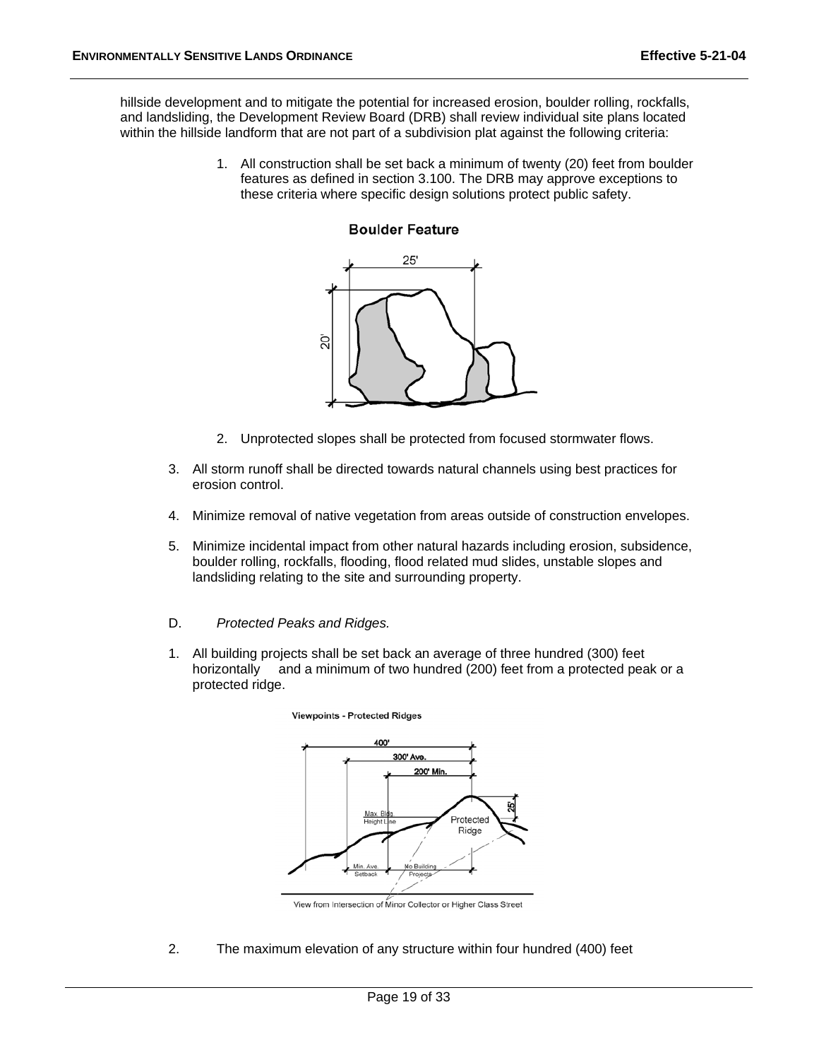hillside development and to mitigate the potential for increased erosion, boulder rolling, rockfalls, and landsliding, the Development Review Board (DRB) shall review individual site plans located within the hillside landform that are not part of a subdivision plat against the following criteria:

1. All construction shall be set back a minimum of twenty (20) feet from boulder features as defined in section 3.100. The DRB may approve exceptions to these criteria where specific design solutions protect public safety.

**Boulder Feature**

2. Unprotected slopes shall be protected from focused stormwater flows.

3. All storm runoff shall be directed towards natural channels using best practices for erosion control.

4. Minimize removal of native vegetation from areas outside of construction envelopes.

5. Minimize incidental impact from other natural hazards including erosion, subsidence, boulder rolling, rockfalls, flooding, flood related mud slides, unstable slopes and landsliding relating to the site and surrounding property.

D. *Protected Peaks and Ridges.*

1. All building projects shall be set back an average of three hundred (300) feet horizontally and a minimum of two hundred (200) feet from a protected peak or a protected ridge.

**Viewpoints - Protected Ridges**

View from Intersection of Minor Collector or Higher Class Street

2. The maximum elevation of any structure within four hundred (400) feet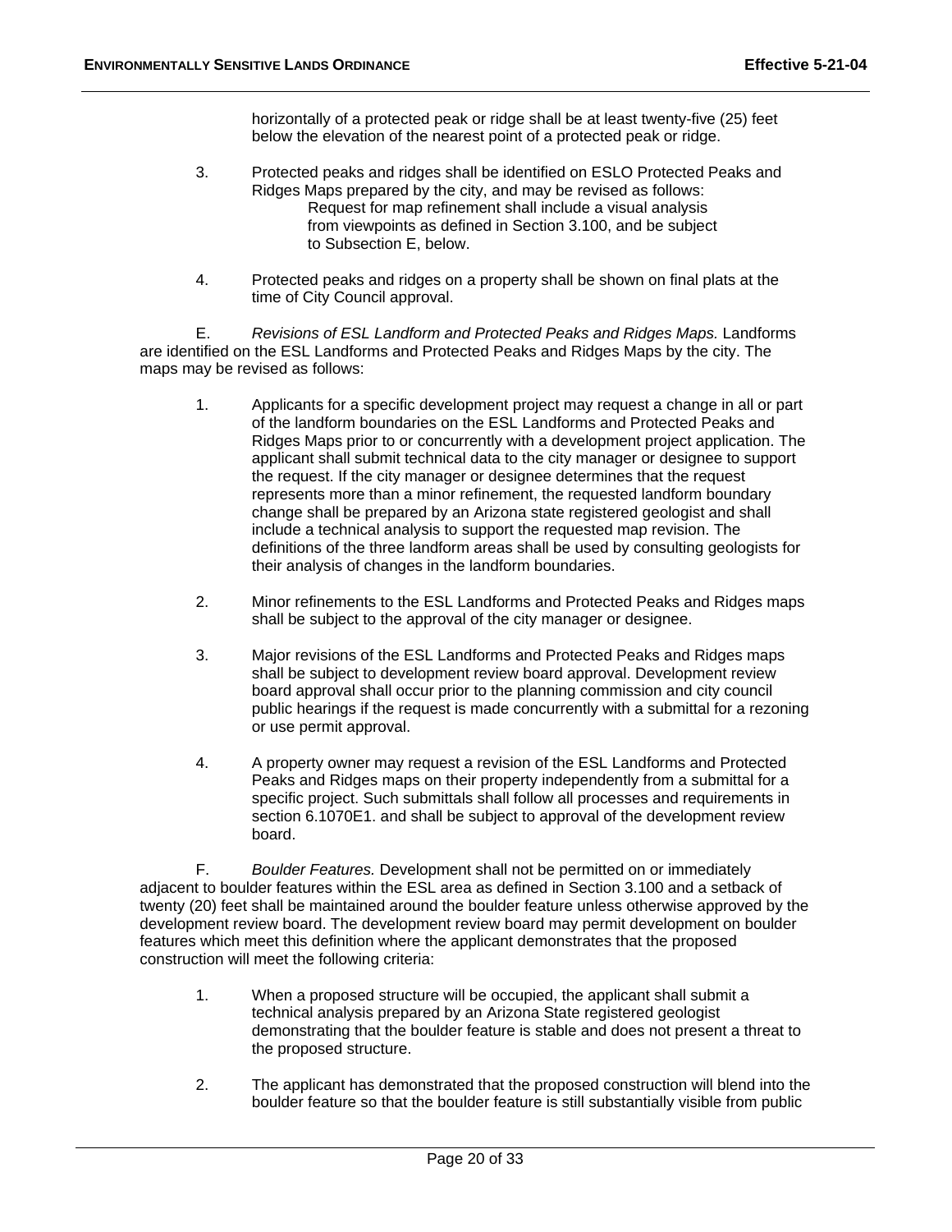horizontally of a protected peak or ridge shall be at least twenty-five (25) feet below the elevation of the nearest point of a protected peak or ridge.

3. Protected peaks and ridges shall be identified on ESLO Protected Peaks and Ridges Maps prepared by the city, and may be revised as follows:
   Request for map refinement shall include a visual analysis from viewpoints as defined in Section 3.100, and be subject to Subsection E, below.

4. Protected peaks and ridges on a property shall be shown on final plats at the time of City Council approval.

E. *Revisions of ESL Landform and Protected Peaks and Ridges Maps.* Landforms are identified on the ESL Landforms and Protected Peaks and Ridges Maps by the city. The maps may be revised as follows:

1. Applicants for a specific development project may request a change in all or part of the landform boundaries on the ESL Landforms and Protected Peaks and Ridges Maps prior to or concurrently with a development project application. The applicant shall submit technical data to the city manager or designee to support the request. If the city manager or designee determines that the request represents more than a minor refinement, the requested landform boundary change shall be prepared by an Arizona state registered geologist and shall include a technical analysis to support the requested map revision. The definitions of the three landform areas shall be used by consulting geologists for their analysis of changes in the landform boundaries.

2. Minor refinements to the ESL Landforms and Protected Peaks and Ridges maps shall be subject to the approval of the city manager or designee.

3. Major revisions of the ESL Landforms and Protected Peaks and Ridges maps shall be subject to development review board approval. Development review board approval shall occur prior to the planning commission and city council public hearings if the request is made concurrently with a submittal for a rezoning or use permit approval.

4. A property owner may request a revision of the ESL Landforms and Protected Peaks and Ridges maps on their property independently from a submittal for a specific project. Such submittals shall follow all processes and requirements in section 6.1070E1. and shall be subject to approval of the development review board.

F. *Boulder Features.* Development shall not be permitted on or immediately adjacent to boulder features within the ESL area as defined in Section 3.100 and a setback of twenty (20) feet shall be maintained around the boulder feature unless otherwise approved by the development review board. The development review board may permit development on boulder features which meet this definition where the applicant demonstrates that the proposed construction will meet the following criteria:

1. When a proposed structure will be occupied, the applicant shall submit a technical analysis prepared by an Arizona State registered geologist demonstrating that the boulder feature is stable and does not present a threat to the proposed structure.

2. The applicant has demonstrated that the proposed construction will blend into the boulder feature so that the boulder feature is still substantially visible from public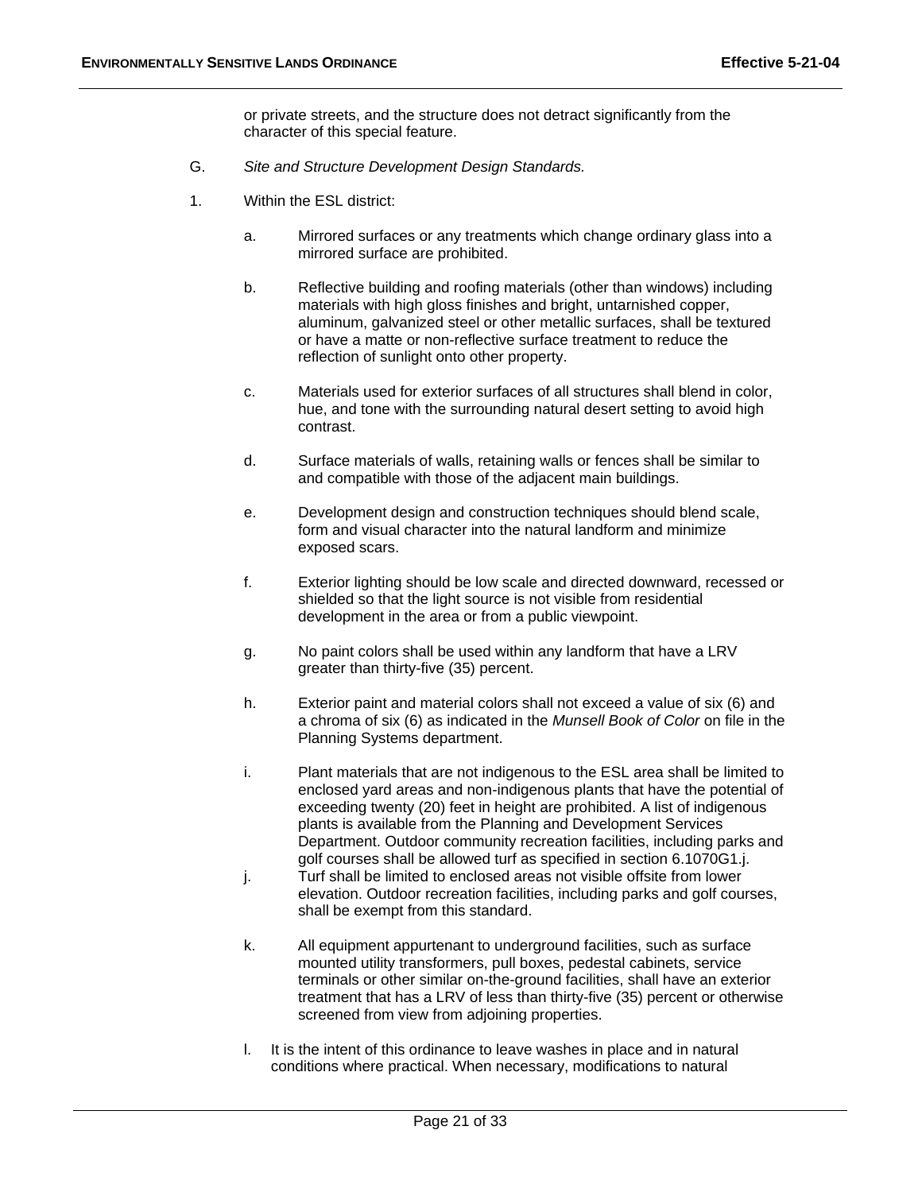or private streets, and the structure does not detract significantly from the character of this special feature.

G. *Site and Structure Development Design Standards.*

1. Within the ESL district:

   a. Mirrored surfaces or any treatments which change ordinary glass into a mirrored surface are prohibited.

   b. Reflective building and roofing materials (other than windows) including materials with high gloss finishes and bright, untarnished copper, aluminum, galvanized steel or other metallic surfaces, shall be textured or have a matte or non-reflective surface treatment to reduce the reflection of sunlight onto other property.

   c. Materials used for exterior surfaces of all structures shall blend in color, hue, and tone with the surrounding natural desert setting to avoid high contrast.

   d. Surface materials of walls, retaining walls or fences shall be similar to and compatible with those of the adjacent main buildings.

   e. Development design and construction techniques should blend scale, form and visual character into the natural landform and minimize exposed scars.

   f. Exterior lighting should be low scale and directed downward, recessed or shielded so that the light source is not visible from residential development in the area or from a public viewpoint.

   g. No paint colors shall be used within any landform that have a LRV greater than thirty-five (35) percent.

   h. Exterior paint and material colors shall not exceed a value of six (6) and a chroma of six (6) as indicated in the *Munsell Book of Color* on file in the Planning Systems department.

   i. Plant materials that are not indigenous to the ESL area shall be limited to enclosed yard areas and non-indigenous plants that have the potential of exceeding twenty (20) feet in height are prohibited. A list of indigenous plants is available from the Planning and Development Services Department. Outdoor community recreation facilities, including parks and golf courses shall be allowed turf as specified in section 6.1070G1.j.

   j. Turf shall be limited to enclosed areas not visible offsite from lower elevation. Outdoor recreation facilities, including parks and golf courses, shall be exempt from this standard.

   k. All equipment appurtenant to underground facilities, such as surface mounted utility transformers, pull boxes, pedestal cabinets, service terminals or other similar on-the-ground facilities, shall have an exterior treatment that has a LRV of less than thirty-five (35) percent or otherwise screened from view from adjoining properties.

   l. It is the intent of this ordinance to leave washes in place and in natural conditions where practical. When necessary, modifications to natural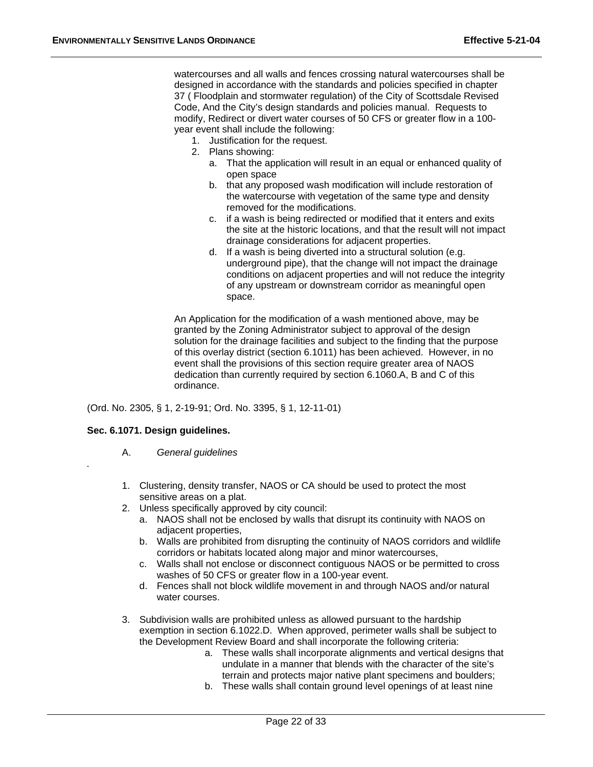watercourses and all walls and fences crossing natural watercourses shall be designed in accordance with the standards and policies specified in chapter 37 ( Floodplain and stormwater regulation) of the City of Scottsdale Revised Code, And the City's design standards and policies manual. Requests to modify, Redirect or divert water courses of 50 CFS or greater flow in a 100-year event shall include the following:

1. Justification for the request.
2. Plans showing:
   a. That the application will result in an equal or enhanced quality of open space
   b. that any proposed wash modification will include restoration of the watercourse with vegetation of the same type and density removed for the modifications.
   c. if a wash is being redirected or modified that it enters and exits the site at the historic locations, and that the result will not impact drainage considerations for adjacent properties.
   d. If a wash is being diverted into a structural solution (e.g. underground pipe), that the change will not impact the drainage conditions on adjacent properties and will not reduce the integrity of any upstream or downstream corridor as meaningful open space.

An Application for the modification of a wash mentioned above, may be granted by the Zoning Administrator subject to approval of the design solution for the drainage facilities and subject to the finding that the purpose of this overlay district (section 6.1011) has been achieved. However, in no event shall the provisions of this section require greater area of NAOS dedication than currently required by section 6.1060.A, B and C of this ordinance.

(Ord. No. 2305, § 1, 2-19-91; Ord. No. 3395, § 1, 12-11-01)

**Sec. 6.1071. Design guidelines.**

A. *General guidelines*

.

1. Clustering, density transfer, NAOS or CA should be used to protect the most sensitive areas on a plat.
2. Unless specifically approved by city council:
   a. NAOS shall not be enclosed by walls that disrupt its continuity with NAOS on adjacent properties,
   b. Walls are prohibited from disrupting the continuity of NAOS corridors and wildlife corridors or habitats located along major and minor watercourses,
   c. Walls shall not enclose or disconnect contiguous NAOS or be permitted to cross washes of 50 CFS or greater flow in a 100-year event.
   d. Fences shall not block wildlife movement in and through NAOS and/or natural water courses.
3. Subdivision walls are prohibited unless as allowed pursuant to the hardship exemption in section 6.1022.D. When approved, perimeter walls shall be subject to the Development Review Board and shall incorporate the following criteria:
   a. These walls shall incorporate alignments and vertical designs that undulate in a manner that blends with the character of the site's terrain and protects major native plant specimens and boulders;
   b. These walls shall contain ground level openings of at least nine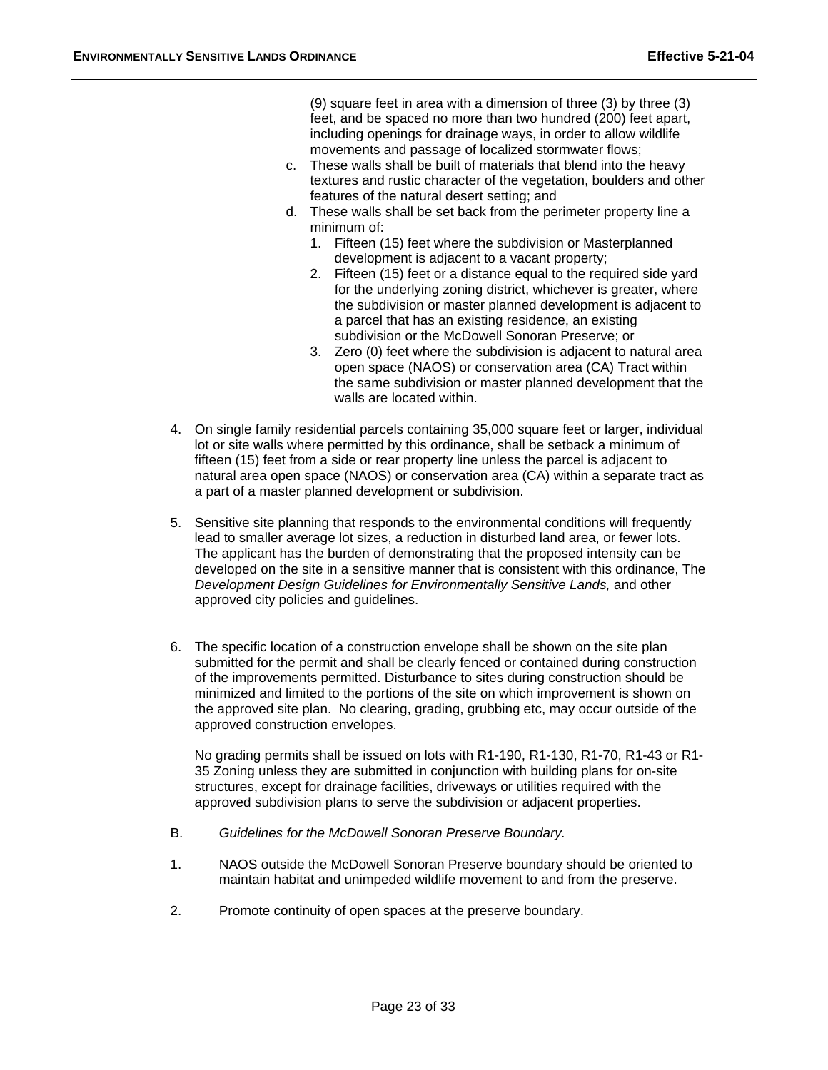(9) square feet in area with a dimension of three (3) by three (3) feet, and be spaced no more than two hundred (200) feet apart, including openings for drainage ways, in order to allow wildlife movements and passage of localized stormwater flows;

  c. These walls shall be built of materials that blend into the heavy textures and rustic character of the vegetation, boulders and other features of the natural desert setting; and

  d. These walls shall be set back from the perimeter property line a minimum of:

     1. Fifteen (15) feet where the subdivision or Masterplanned development is adjacent to a vacant property;
     2. Fifteen (15) feet or a distance equal to the required side yard for the underlying zoning district, whichever is greater, where the subdivision or master planned development is adjacent to a parcel that has an existing residence, an existing subdivision or the McDowell Sonoran Preserve; or
     3. Zero (0) feet where the subdivision is adjacent to natural area open space (NAOS) or conservation area (CA) Tract within the same subdivision or master planned development that the walls are located within.

4. On single family residential parcels containing 35,000 square feet or larger, individual lot or site walls where permitted by this ordinance, shall be setback a minimum of fifteen (15) feet from a side or rear property line unless the parcel is adjacent to natural area open space (NAOS) or conservation area (CA) within a separate tract as a part of a master planned development or subdivision.

5. Sensitive site planning that responds to the environmental conditions will frequently lead to smaller average lot sizes, a reduction in disturbed land area, or fewer lots. The applicant has the burden of demonstrating that the proposed intensity can be developed on the site in a sensitive manner that is consistent with this ordinance, The *Development Design Guidelines for Environmentally Sensitive Lands,* and other approved city policies and guidelines.

6. The specific location of a construction envelope shall be shown on the site plan submitted for the permit and shall be clearly fenced or contained during construction of the improvements permitted. Disturbance to sites during construction should be minimized and limited to the portions of the site on which improvement is shown on the approved site plan. No clearing, grading, grubbing etc, may occur outside of the approved construction envelopes.

   No grading permits shall be issued on lots with R1-190, R1-130, R1-70, R1-43 or R1-35 Zoning unless they are submitted in conjunction with building plans for on-site structures, except for drainage facilities, driveways or utilities required with the approved subdivision plans to serve the subdivision or adjacent properties.

B. *Guidelines for the McDowell Sonoran Preserve Boundary.*

1. NAOS outside the McDowell Sonoran Preserve boundary should be oriented to maintain habitat and unimpeded wildlife movement to and from the preserve.

2. Promote continuity of open spaces at the preserve boundary.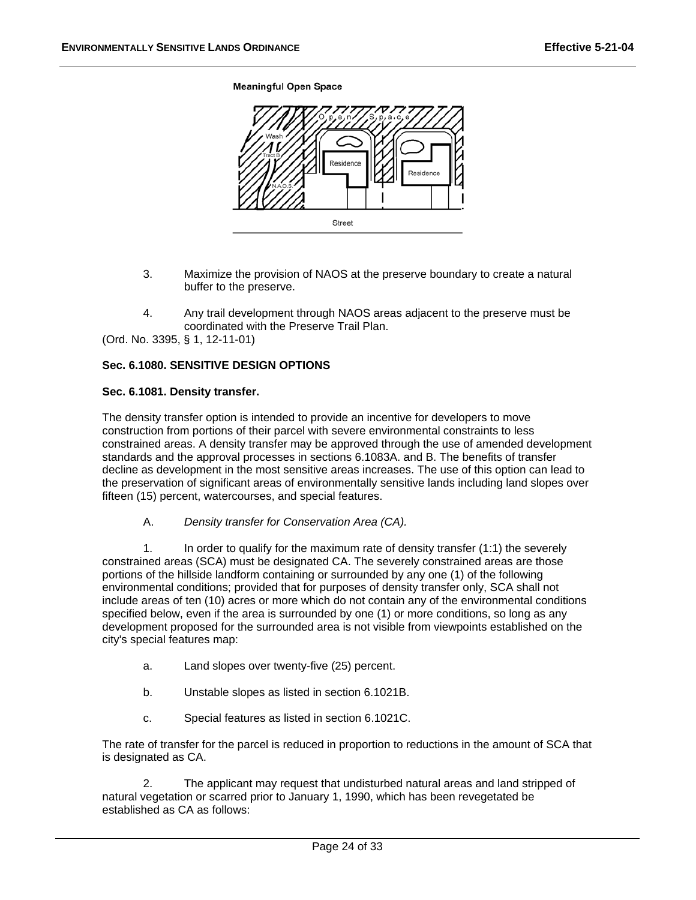**Meaningful Open Space**

3. Maximize the provision of NAOS at the preserve boundary to create a natural buffer to the preserve.

4. Any trail development through NAOS areas adjacent to the preserve must be coordinated with the Preserve Trail Plan.

(Ord. No. 3395, § 1, 12-11-01)

**Sec. 6.1080. SENSITIVE DESIGN OPTIONS**

**Sec. 6.1081. Density transfer.**

The density transfer option is intended to provide an incentive for developers to move construction from portions of their parcel with severe environmental constraints to less constrained areas. A density transfer may be approved through the use of amended development standards and the approval processes in sections 6.1083A. and B. The benefits of transfer decline as development in the most sensitive areas increases. The use of this option can lead to the preservation of significant areas of environmentally sensitive lands including land slopes over fifteen (15) percent, watercourses, and special features.

A. *Density transfer for Conservation Area (CA).*

1. In order to qualify for the maximum rate of density transfer (1:1) the severely constrained areas (SCA) must be designated CA. The severely constrained areas are those portions of the hillside landform containing or surrounded by any one (1) of the following environmental conditions; provided that for purposes of density transfer only, SCA shall not include areas of ten (10) acres or more which do not contain any of the environmental conditions specified below, even if the area is surrounded by one (1) or more conditions, so long as any development proposed for the surrounded area is not visible from viewpoints established on the city's special features map:

a. Land slopes over twenty-five (25) percent.

b. Unstable slopes as listed in section 6.1021B.

c. Special features as listed in section 6.1021C.

The rate of transfer for the parcel is reduced in proportion to reductions in the amount of SCA that is designated as CA.

2. The applicant may request that undisturbed natural areas and land stripped of natural vegetation or scarred prior to January 1, 1990, which has been revegetated be established as CA as follows: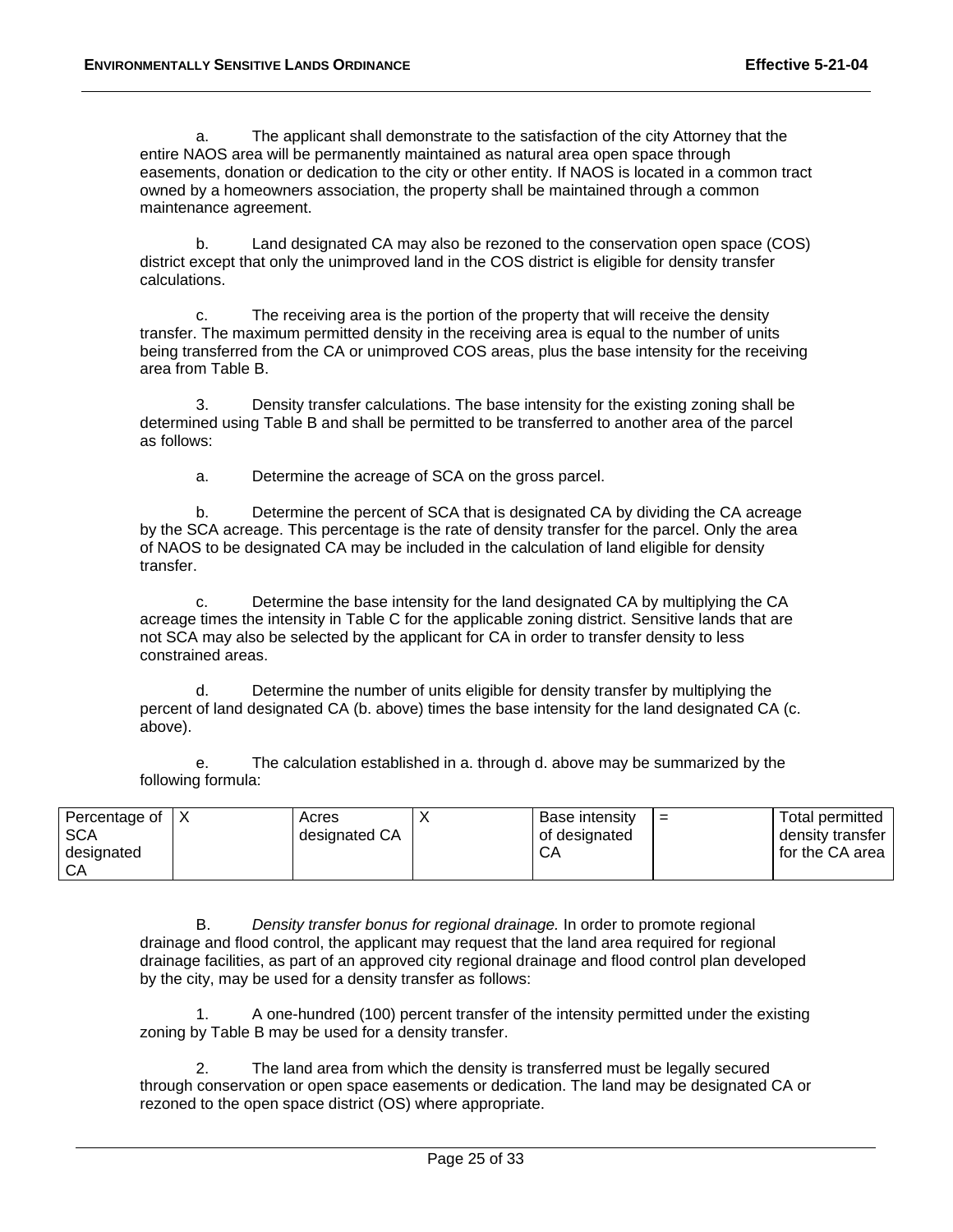a. The applicant shall demonstrate to the satisfaction of the city Attorney that the entire NAOS area will be permanently maintained as natural area open space through easements, donation or dedication to the city or other entity. If NAOS is located in a common tract owned by a homeowners association, the property shall be maintained through a common maintenance agreement.

b. Land designated CA may also be rezoned to the conservation open space (COS) district except that only the unimproved land in the COS district is eligible for density transfer calculations.

c. The receiving area is the portion of the property that will receive the density transfer. The maximum permitted density in the receiving area is equal to the number of units being transferred from the CA or unimproved COS areas, plus the base intensity for the receiving area from Table B.

3. Density transfer calculations. The base intensity for the existing zoning shall be determined using Table B and shall be permitted to be transferred to another area of the parcel as follows:

a. Determine the acreage of SCA on the gross parcel.

b. Determine the percent of SCA that is designated CA by dividing the CA acreage by the SCA acreage. This percentage is the rate of density transfer for the parcel. Only the area of NAOS to be designated CA may be included in the calculation of land eligible for density transfer.

c. Determine the base intensity for the land designated CA by multiplying the CA acreage times the intensity in Table C for the applicable zoning district. Sensitive lands that are not SCA may also be selected by the applicant for CA in order to transfer density to less constrained areas.

d. Determine the number of units eligible for density transfer by multiplying the percent of land designated CA (b. above) times the base intensity for the land designated CA (c. above).

e. The calculation established in a. through d. above may be summarized by the following formula:

| Percentage of SCA designated CA | X | Acres designated CA | X | Base intensity of designated CA | = | Total permitted density transfer for the CA area |
|---|---|---|---|---|---|---|

B. *Density transfer bonus for regional drainage.* In order to promote regional drainage and flood control, the applicant may request that the land area required for regional drainage facilities, as part of an approved city regional drainage and flood control plan developed by the city, may be used for a density transfer as follows:

1. A one-hundred (100) percent transfer of the intensity permitted under the existing zoning by Table B may be used for a density transfer.

2. The land area from which the density is transferred must be legally secured through conservation or open space easements or dedication. The land may be designated CA or rezoned to the open space district (OS) where appropriate.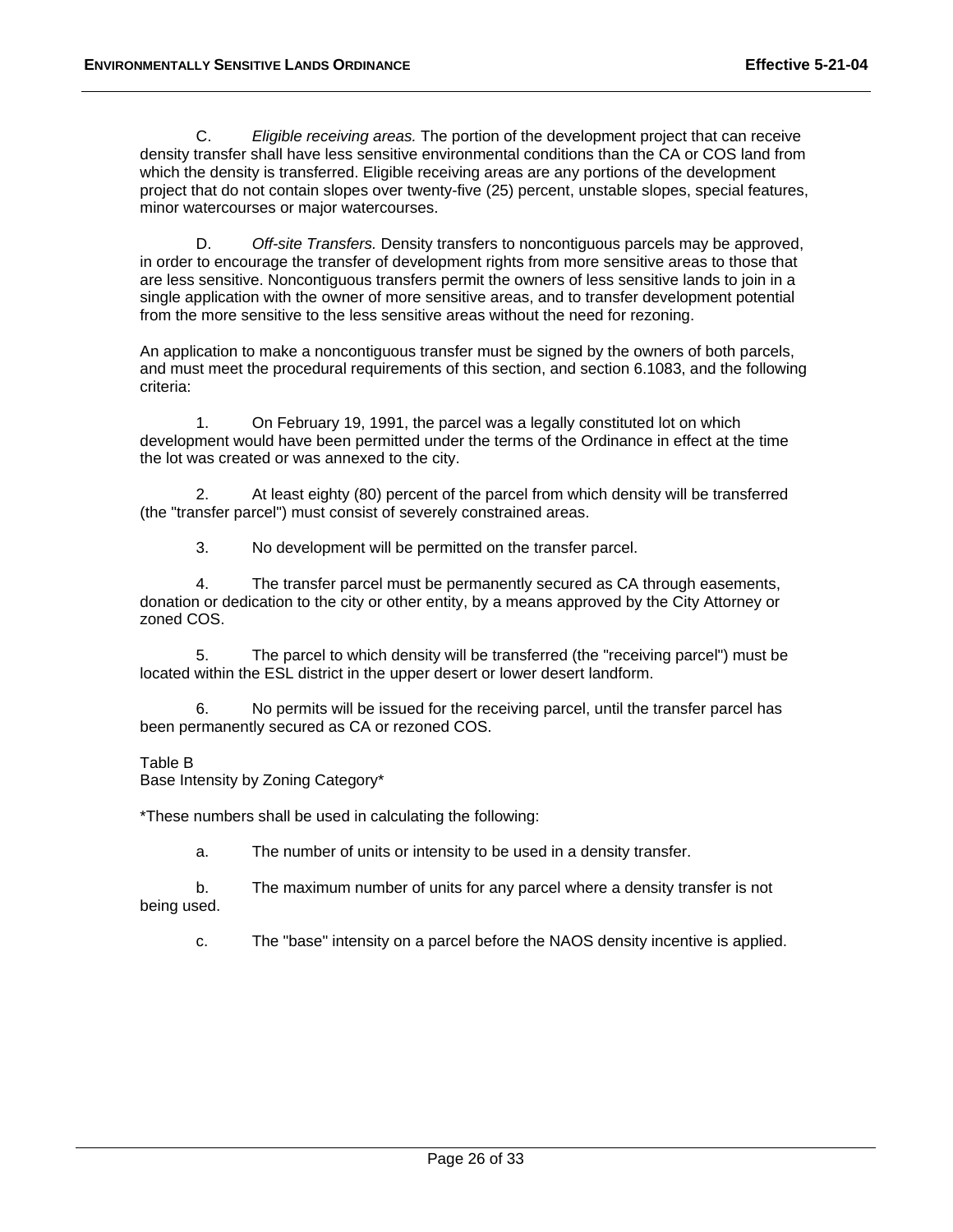C. *Eligible receiving areas.* The portion of the development project that can receive density transfer shall have less sensitive environmental conditions than the CA or COS land from which the density is transferred. Eligible receiving areas are any portions of the development project that do not contain slopes over twenty-five (25) percent, unstable slopes, special features, minor watercourses or major watercourses.

D. *Off-site Transfers.* Density transfers to noncontiguous parcels may be approved, in order to encourage the transfer of development rights from more sensitive areas to those that are less sensitive. Noncontiguous transfers permit the owners of less sensitive lands to join in a single application with the owner of more sensitive areas, and to transfer development potential from the more sensitive to the less sensitive areas without the need for rezoning.

An application to make a noncontiguous transfer must be signed by the owners of both parcels, and must meet the procedural requirements of this section, and section 6.1083, and the following criteria:

1. On February 19, 1991, the parcel was a legally constituted lot on which development would have been permitted under the terms of the Ordinance in effect at the time the lot was created or was annexed to the city.

2. At least eighty (80) percent of the parcel from which density will be transferred (the "transfer parcel") must consist of severely constrained areas.

3. No development will be permitted on the transfer parcel.

4. The transfer parcel must be permanently secured as CA through easements, donation or dedication to the city or other entity, by a means approved by the City Attorney or zoned COS.

5. The parcel to which density will be transferred (the "receiving parcel") must be located within the ESL district in the upper desert or lower desert landform.

6. No permits will be issued for the receiving parcel, until the transfer parcel has been permanently secured as CA or rezoned COS.

Table B
Base Intensity by Zoning Category*

*These numbers shall be used in calculating the following:

a. The number of units or intensity to be used in a density transfer.

b. The maximum number of units for any parcel where a density transfer is not being used.

c. The "base" intensity on a parcel before the NAOS density incentive is applied.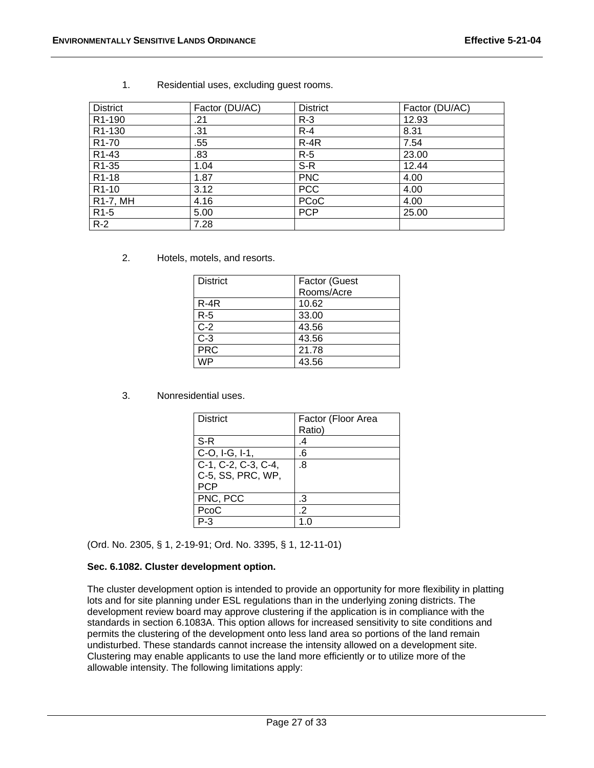1. Residential uses, excluding guest rooms.

| District | Factor (DU/AC) | District | Factor (DU/AC) |
|---|---|---|---|
| R1-190 | .21 | R-3 | 12.93 |
| R1-130 | .31 | R-4 | 8.31 |
| R1-70 | .55 | R-4R | 7.54 |
| R1-43 | .83 | R-5 | 23.00 |
| R1-35 | 1.04 | S-R | 12.44 |
| R1-18 | 1.87 | PNC | 4.00 |
| R1-10 | 3.12 | PCC | 4.00 |
| R1-7, MH | 4.16 | PCoC | 4.00 |
| R1-5 | 5.00 | PCP | 25.00 |
| R-2 | 7.28 | | |

2. Hotels, motels, and resorts.

| District | Factor (Guest Rooms/Acre |
|---|---|
| R-4R | 10.62 |
| R-5 | 33.00 |
| C-2 | 43.56 |
| C-3 | 43.56 |
| PRC | 21.78 |
| WP | 43.56 |

3. Nonresidential uses.

| District | Factor (Floor Area Ratio) |
|---|---|
| S-R | .4 |
| C-O, I-G, I-1, | .6 |
| C-1, C-2, C-3, C-4, C-5, SS, PRC, WP, PCP | .8 |
| PNC, PCC | .3 |
| PcoC | .2 |
| P-3 | 1.0 |

(Ord. No. 2305, § 1, 2-19-91; Ord. No. 3395, § 1, 12-11-01)

**Sec. 6.1082. Cluster development option.**

The cluster development option is intended to provide an opportunity for more flexibility in platting lots and for site planning under ESL regulations than in the underlying zoning districts. The development review board may approve clustering if the application is in compliance with the standards in section 6.1083A. This option allows for increased sensitivity to site conditions and permits the clustering of the development onto less land area so portions of the land remain undisturbed. These standards cannot increase the intensity allowed on a development site. Clustering may enable applicants to use the land more efficiently or to utilize more of the allowable intensity. The following limitations apply: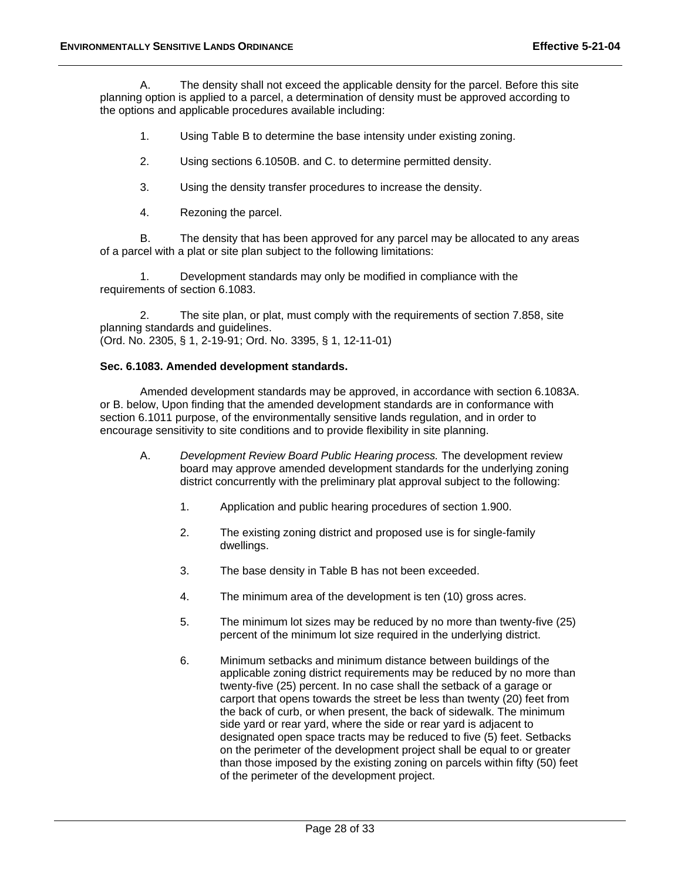A. The density shall not exceed the applicable density for the parcel. Before this site planning option is applied to a parcel, a determination of density must be approved according to the options and applicable procedures available including:

1. Using Table B to determine the base intensity under existing zoning.

2. Using sections 6.1050B. and C. to determine permitted density.

3. Using the density transfer procedures to increase the density.

4. Rezoning the parcel.

B. The density that has been approved for any parcel may be allocated to any areas of a parcel with a plat or site plan subject to the following limitations:

1. Development standards may only be modified in compliance with the requirements of section 6.1083.

2. The site plan, or plat, must comply with the requirements of section 7.858, site planning standards and guidelines.
(Ord. No. 2305, § 1, 2-19-91; Ord. No. 3395, § 1, 12-11-01)

**Sec. 6.1083. Amended development standards.**

Amended development standards may be approved, in accordance with section 6.1083A. or B. below, Upon finding that the amended development standards are in conformance with section 6.1011 purpose, of the environmentally sensitive lands regulation, and in order to encourage sensitivity to site conditions and to provide flexibility in site planning.

A. *Development Review Board Public Hearing process.* The development review board may approve amended development standards for the underlying zoning district concurrently with the preliminary plat approval subject to the following:

   1. Application and public hearing procedures of section 1.900.

   2. The existing zoning district and proposed use is for single-family dwellings.

   3. The base density in Table B has not been exceeded.

   4. The minimum area of the development is ten (10) gross acres.

   5. The minimum lot sizes may be reduced by no more than twenty-five (25) percent of the minimum lot size required in the underlying district.

   6. Minimum setbacks and minimum distance between buildings of the applicable zoning district requirements may be reduced by no more than twenty-five (25) percent. In no case shall the setback of a garage or carport that opens towards the street be less than twenty (20) feet from the back of curb, or when present, the back of sidewalk. The minimum side yard or rear yard, where the side or rear yard is adjacent to designated open space tracts may be reduced to five (5) feet. Setbacks on the perimeter of the development project shall be equal to or greater than those imposed by the existing zoning on parcels within fifty (50) feet of the perimeter of the development project.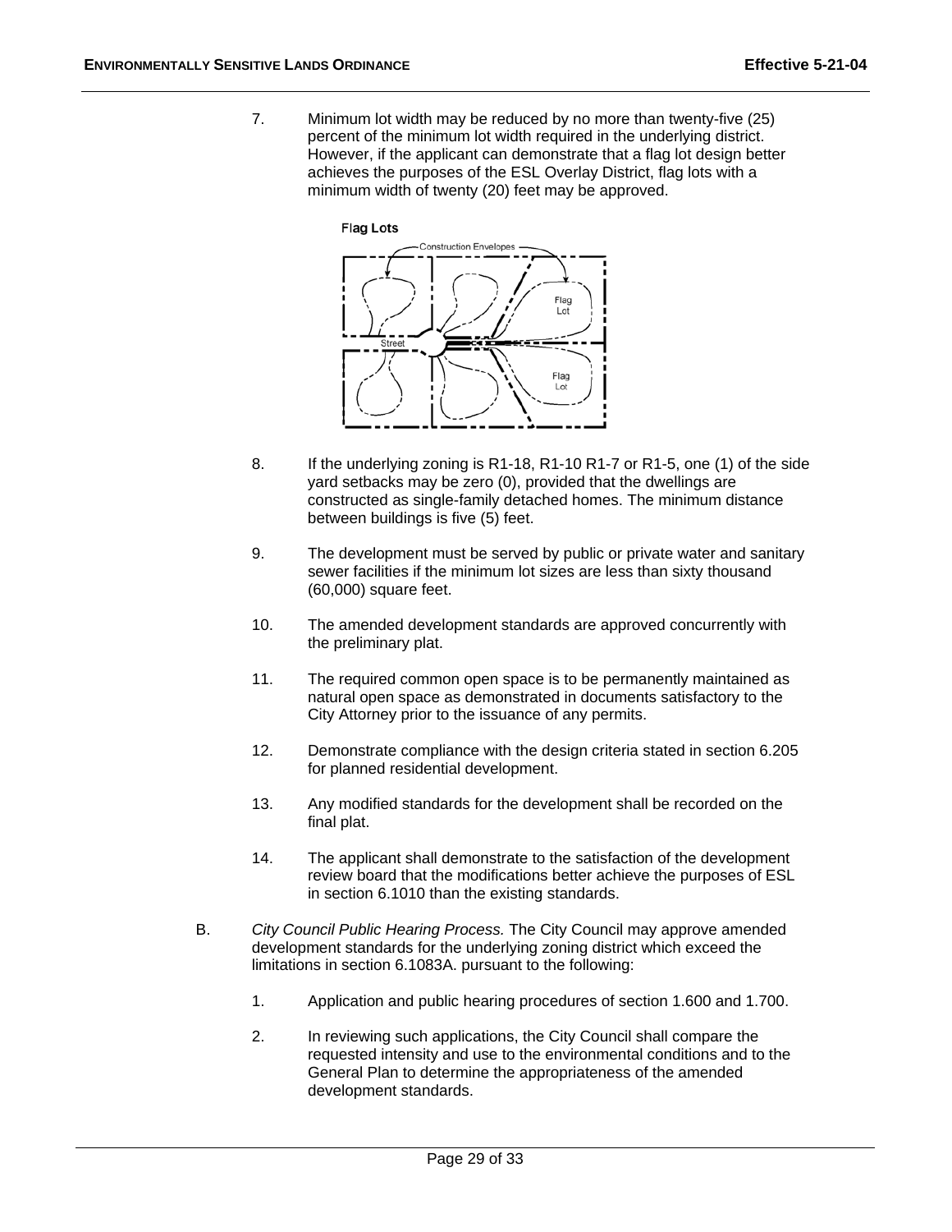7. Minimum lot width may be reduced by no more than twenty-five (25) percent of the minimum lot width required in the underlying district. However, if the applicant can demonstrate that a flag lot design better achieves the purposes of the ESL Overlay District, flag lots with a minimum width of twenty (20) feet may be approved.

8. If the underlying zoning is R1-18, R1-10 R1-7 or R1-5, one (1) of the side yard setbacks may be zero (0), provided that the dwellings are constructed as single-family detached homes. The minimum distance between buildings is five (5) feet.

9. The development must be served by public or private water and sanitary sewer facilities if the minimum lot sizes are less than sixty thousand (60,000) square feet.

10. The amended development standards are approved concurrently with the preliminary plat.

11. The required common open space is to be permanently maintained as natural open space as demonstrated in documents satisfactory to the City Attorney prior to the issuance of any permits.

12. Demonstrate compliance with the design criteria stated in section 6.205 for planned residential development.

13. Any modified standards for the development shall be recorded on the final plat.

14. The applicant shall demonstrate to the satisfaction of the development review board that the modifications better achieve the purposes of ESL in section 6.1010 than the existing standards.

B. *City Council Public Hearing Process.* The City Council may approve amended development standards for the underlying zoning district which exceed the limitations in section 6.1083A. pursuant to the following:

1. Application and public hearing procedures of section 1.600 and 1.700.

2. In reviewing such applications, the City Council shall compare the requested intensity and use to the environmental conditions and to the General Plan to determine the appropriateness of the amended development standards.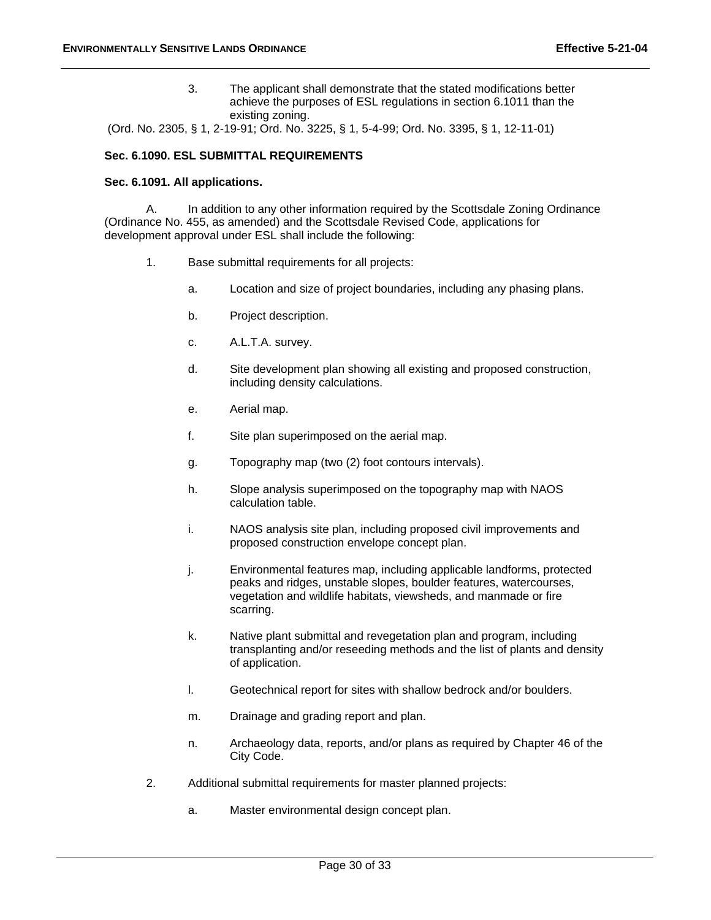3. The applicant shall demonstrate that the stated modifications better achieve the purposes of ESL regulations in section 6.1011 than the existing zoning.

(Ord. No. 2305, § 1, 2-19-91; Ord. No. 3225, § 1, 5-4-99; Ord. No. 3395, § 1, 12-11-01)

**Sec. 6.1090. ESL SUBMITTAL REQUIREMENTS**

**Sec. 6.1091. All applications.**

A. In addition to any other information required by the Scottsdale Zoning Ordinance (Ordinance No. 455, as amended) and the Scottsdale Revised Code, applications for development approval under ESL shall include the following:

1. Base submittal requirements for all projects:

   a. Location and size of project boundaries, including any phasing plans.

   b. Project description.

   c. A.L.T.A. survey.

   d. Site development plan showing all existing and proposed construction, including density calculations.

   e. Aerial map.

   f. Site plan superimposed on the aerial map.

   g. Topography map (two (2) foot contours intervals).

   h. Slope analysis superimposed on the topography map with NAOS calculation table.

   i. NAOS analysis site plan, including proposed civil improvements and proposed construction envelope concept plan.

   j. Environmental features map, including applicable landforms, protected peaks and ridges, unstable slopes, boulder features, watercourses, vegetation and wildlife habitats, viewsheds, and manmade or fire scarring.

   k. Native plant submittal and revegetation plan and program, including transplanting and/or reseeding methods and the list of plants and density of application.

   l. Geotechnical report for sites with shallow bedrock and/or boulders.

   m. Drainage and grading report and plan.

   n. Archaeology data, reports, and/or plans as required by Chapter 46 of the City Code.

2. Additional submittal requirements for master planned projects:

   a. Master environmental design concept plan.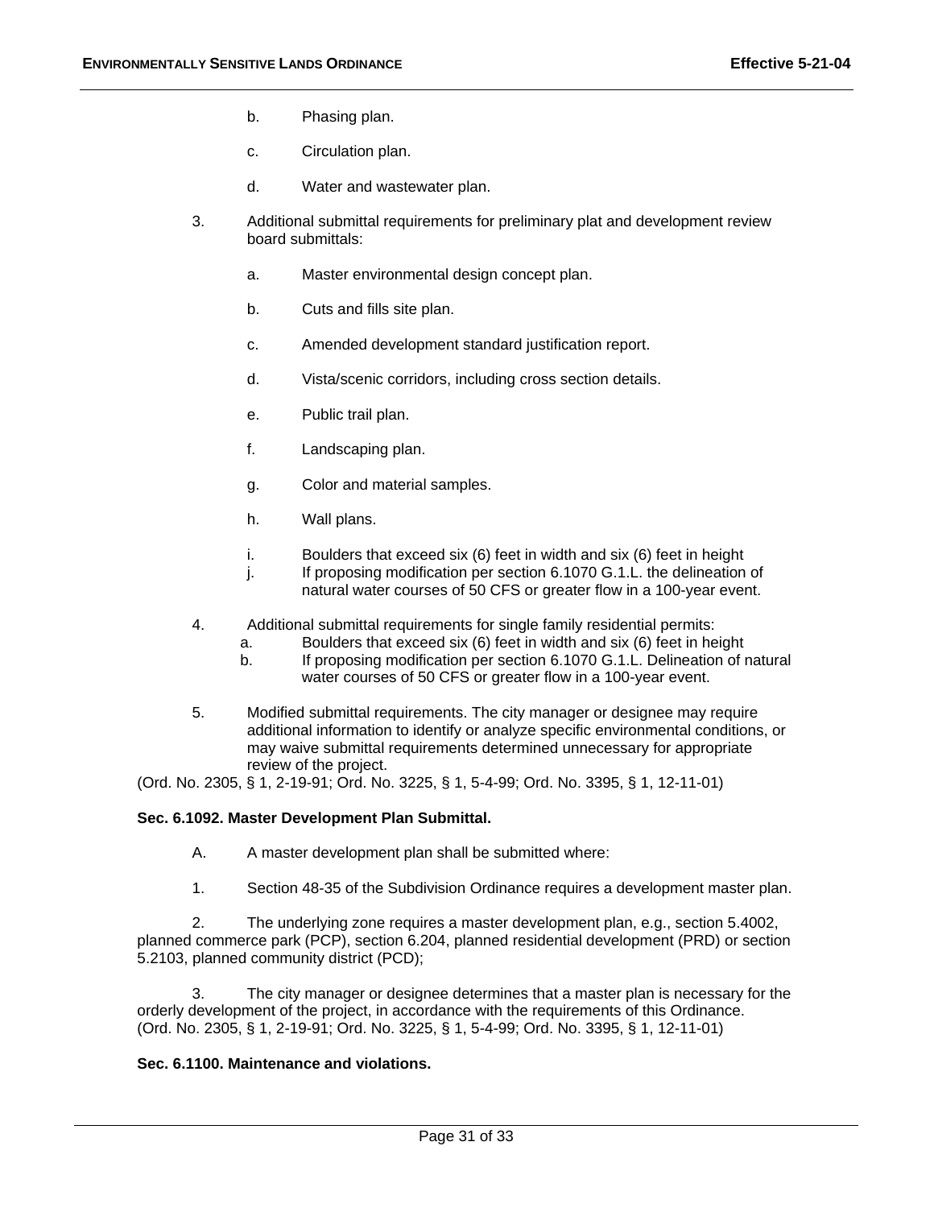b. Phasing plan.

c. Circulation plan.

d. Water and wastewater plan.

3. Additional submittal requirements for preliminary plat and development review board submittals:

a. Master environmental design concept plan.

b. Cuts and fills site plan.

c. Amended development standard justification report.

d. Vista/scenic corridors, including cross section details.

e. Public trail plan.

f. Landscaping plan.

g. Color and material samples.

h. Wall plans.

i. Boulders that exceed six (6) feet in width and six (6) feet in height

j. If proposing modification per section 6.1070 G.1.L. the delineation of natural water courses of 50 CFS or greater flow in a 100-year event.

4. Additional submittal requirements for single family residential permits:

a. Boulders that exceed six (6) feet in width and six (6) feet in height

b. If proposing modification per section 6.1070 G.1.L. Delineation of natural water courses of 50 CFS or greater flow in a 100-year event.

5. Modified submittal requirements. The city manager or designee may require additional information to identify or analyze specific environmental conditions, or may waive submittal requirements determined unnecessary for appropriate review of the project.

(Ord. No. 2305, § 1, 2-19-91; Ord. No. 3225, § 1, 5-4-99; Ord. No. 3395, § 1, 12-11-01)

**Sec. 6.1092. Master Development Plan Submittal.**

A. A master development plan shall be submitted where:

1. Section 48-35 of the Subdivision Ordinance requires a development master plan.

2. The underlying zone requires a master development plan, e.g., section 5.4002, planned commerce park (PCP), section 6.204, planned residential development (PRD) or section 5.2103, planned community district (PCD);

3. The city manager or designee determines that a master plan is necessary for the orderly development of the project, in accordance with the requirements of this Ordinance.

(Ord. No. 2305, § 1, 2-19-91; Ord. No. 3225, § 1, 5-4-99; Ord. No. 3395, § 1, 12-11-01)

**Sec. 6.1100. Maintenance and violations.**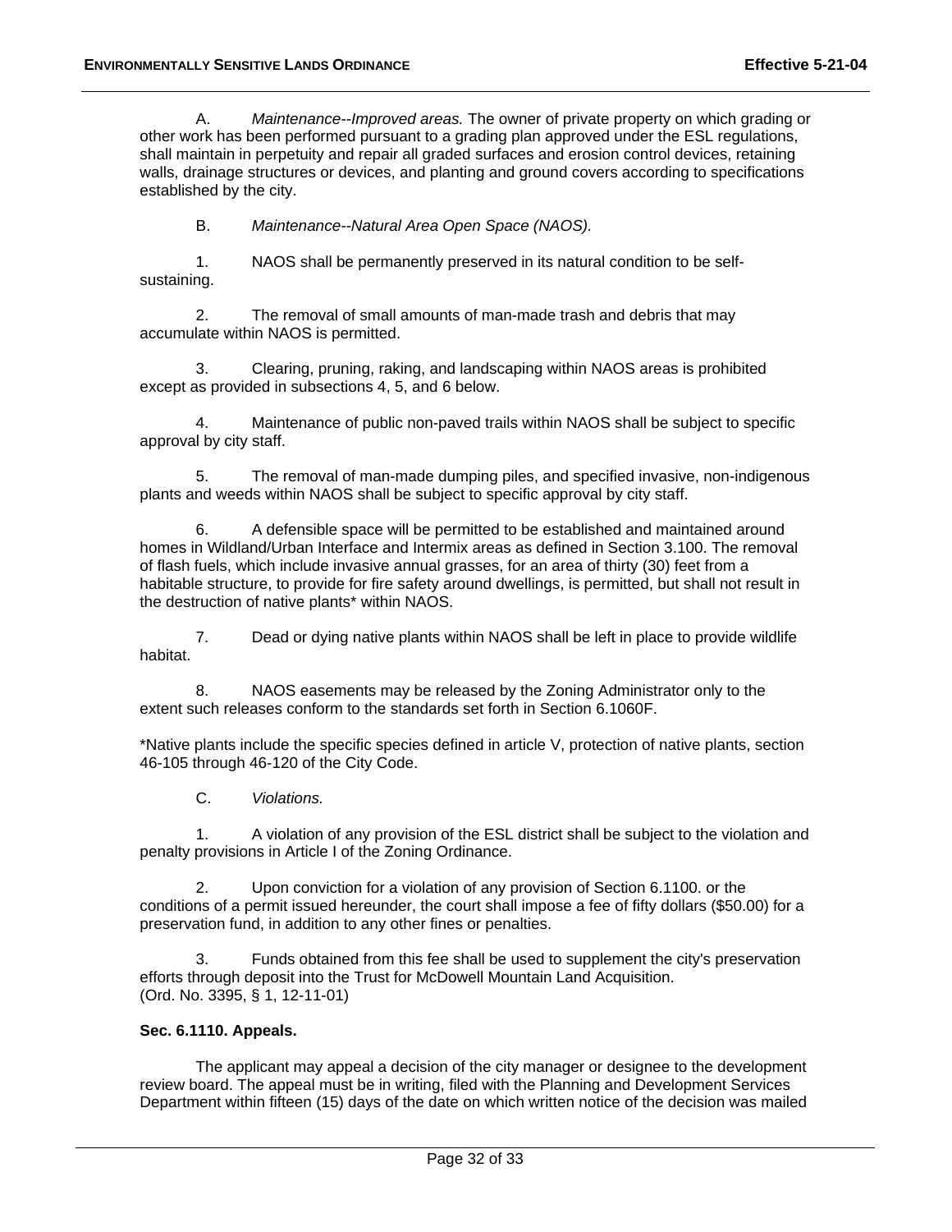A. *Maintenance--Improved areas.* The owner of private property on which grading or other work has been performed pursuant to a grading plan approved under the ESL regulations, shall maintain in perpetuity and repair all graded surfaces and erosion control devices, retaining walls, drainage structures or devices, and planting and ground covers according to specifications established by the city.

B. *Maintenance--Natural Area Open Space (NAOS).*

1. NAOS shall be permanently preserved in its natural condition to be self-sustaining.

2. The removal of small amounts of man-made trash and debris that may accumulate within NAOS is permitted.

3. Clearing, pruning, raking, and landscaping within NAOS areas is prohibited except as provided in subsections 4, 5, and 6 below.

4. Maintenance of public non-paved trails within NAOS shall be subject to specific approval by city staff.

5. The removal of man-made dumping piles, and specified invasive, non-indigenous plants and weeds within NAOS shall be subject to specific approval by city staff.

6. A defensible space will be permitted to be established and maintained around homes in Wildland/Urban Interface and Intermix areas as defined in Section 3.100. The removal of flash fuels, which include invasive annual grasses, for an area of thirty (30) feet from a habitable structure, to provide for fire safety around dwellings, is permitted, but shall not result in the destruction of native plants* within NAOS.

7. Dead or dying native plants within NAOS shall be left in place to provide wildlife habitat.

8. NAOS easements may be released by the Zoning Administrator only to the extent such releases conform to the standards set forth in Section 6.1060F.

*Native plants include the specific species defined in article V, protection of native plants, section 46-105 through 46-120 of the City Code.

C. *Violations.*

1. A violation of any provision of the ESL district shall be subject to the violation and penalty provisions in Article I of the Zoning Ordinance.

2. Upon conviction for a violation of any provision of Section 6.1100. or the conditions of a permit issued hereunder, the court shall impose a fee of fifty dollars ($50.00) for a preservation fund, in addition to any other fines or penalties.

3. Funds obtained from this fee shall be used to supplement the city's preservation efforts through deposit into the Trust for McDowell Mountain Land Acquisition.
(Ord. No. 3395, § 1, 12-11-01)

**Sec. 6.1110. Appeals.**

The applicant may appeal a decision of the city manager or designee to the development review board. The appeal must be in writing, filed with the Planning and Development Services Department within fifteen (15) days of the date on which written notice of the decision was mailed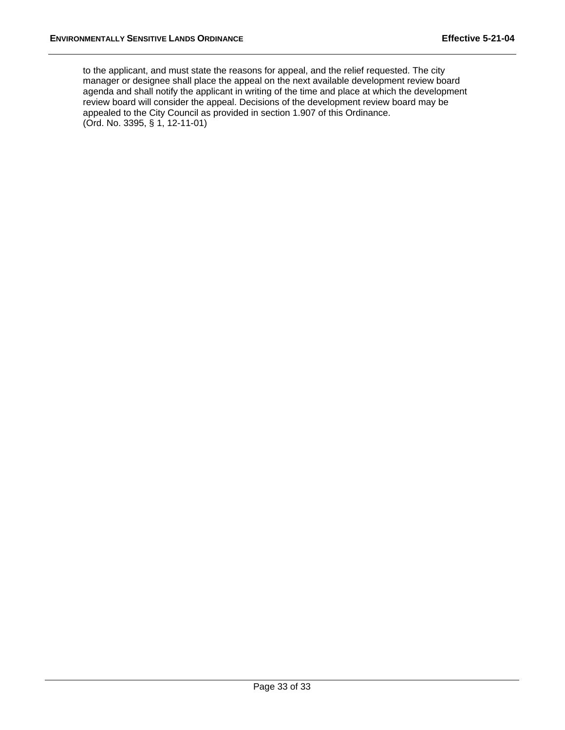to the applicant, and must state the reasons for appeal, and the relief requested. The city manager or designee shall place the appeal on the next available development review board agenda and shall notify the applicant in writing of the time and place at which the development review board will consider the appeal. Decisions of the development review board may be appealed to the City Council as provided in section 1.907 of this Ordinance.
(Ord. No. 3395, § 1, 12-11-01)